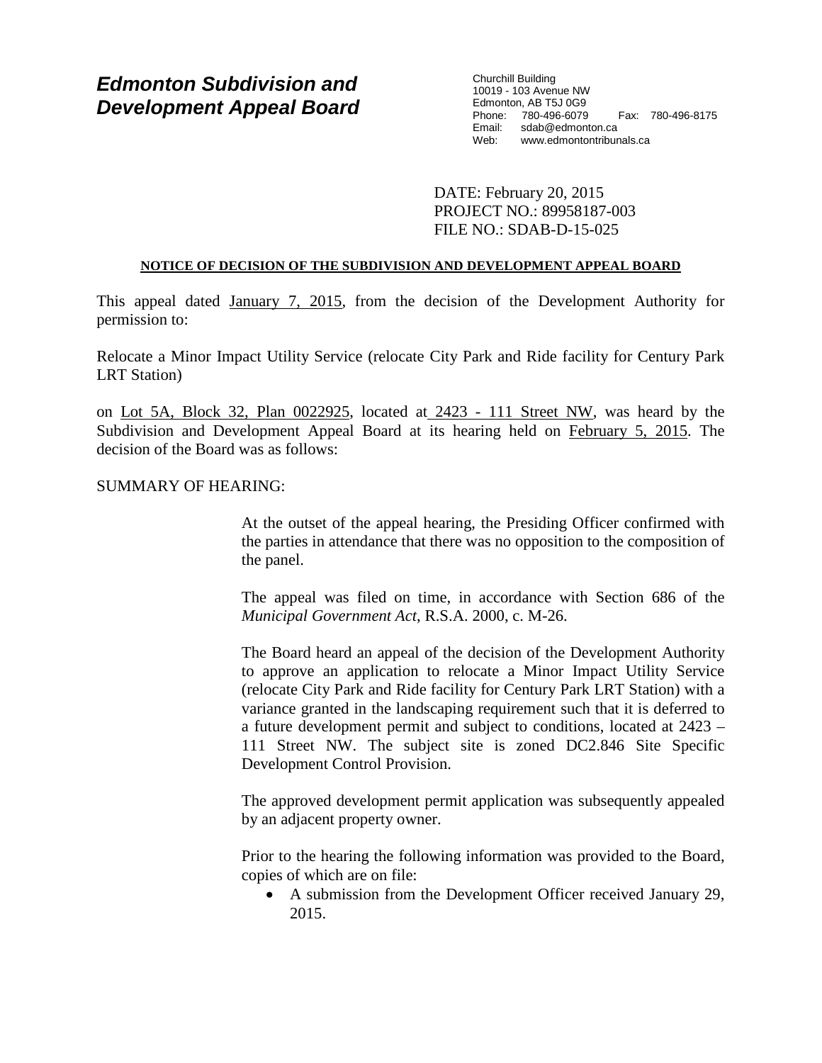# *Edmonton Subdivision and Development Appeal Board*

Churchill Building
10019 - 103 Avenue NW
Edmonton, AB T5J 0G9
Phone: 780-496-6079 Fax: 780-496-8175
Email: sdab@edmonton.ca
Web: www.edmontontribunals.ca

DATE: February 20, 2015
PROJECT NO.: 89958187-003
FILE NO.: SDAB-D-15-025

**NOTICE OF DECISION OF THE SUBDIVISION AND DEVELOPMENT APPEAL BOARD**

This appeal dated January 7, 2015, from the decision of the Development Authority for permission to:

Relocate a Minor Impact Utility Service (relocate City Park and Ride facility for Century Park LRT Station)

on Lot 5A, Block 32, Plan 0022925, located at 2423 - 111 Street NW, was heard by the Subdivision and Development Appeal Board at its hearing held on February 5, 2015. The decision of the Board was as follows:

SUMMARY OF HEARING:

At the outset of the appeal hearing, the Presiding Officer confirmed with the parties in attendance that there was no opposition to the composition of the panel.

The appeal was filed on time, in accordance with Section 686 of the *Municipal Government Act*, R.S.A. 2000, c. M-26.

The Board heard an appeal of the decision of the Development Authority to approve an application to relocate a Minor Impact Utility Service (relocate City Park and Ride facility for Century Park LRT Station) with a variance granted in the landscaping requirement such that it is deferred to a future development permit and subject to conditions, located at 2423 – 111 Street NW. The subject site is zoned DC2.846 Site Specific Development Control Provision.

The approved development permit application was subsequently appealed by an adjacent property owner.

Prior to the hearing the following information was provided to the Board, copies of which are on file:

- A submission from the Development Officer received January 29, 2015.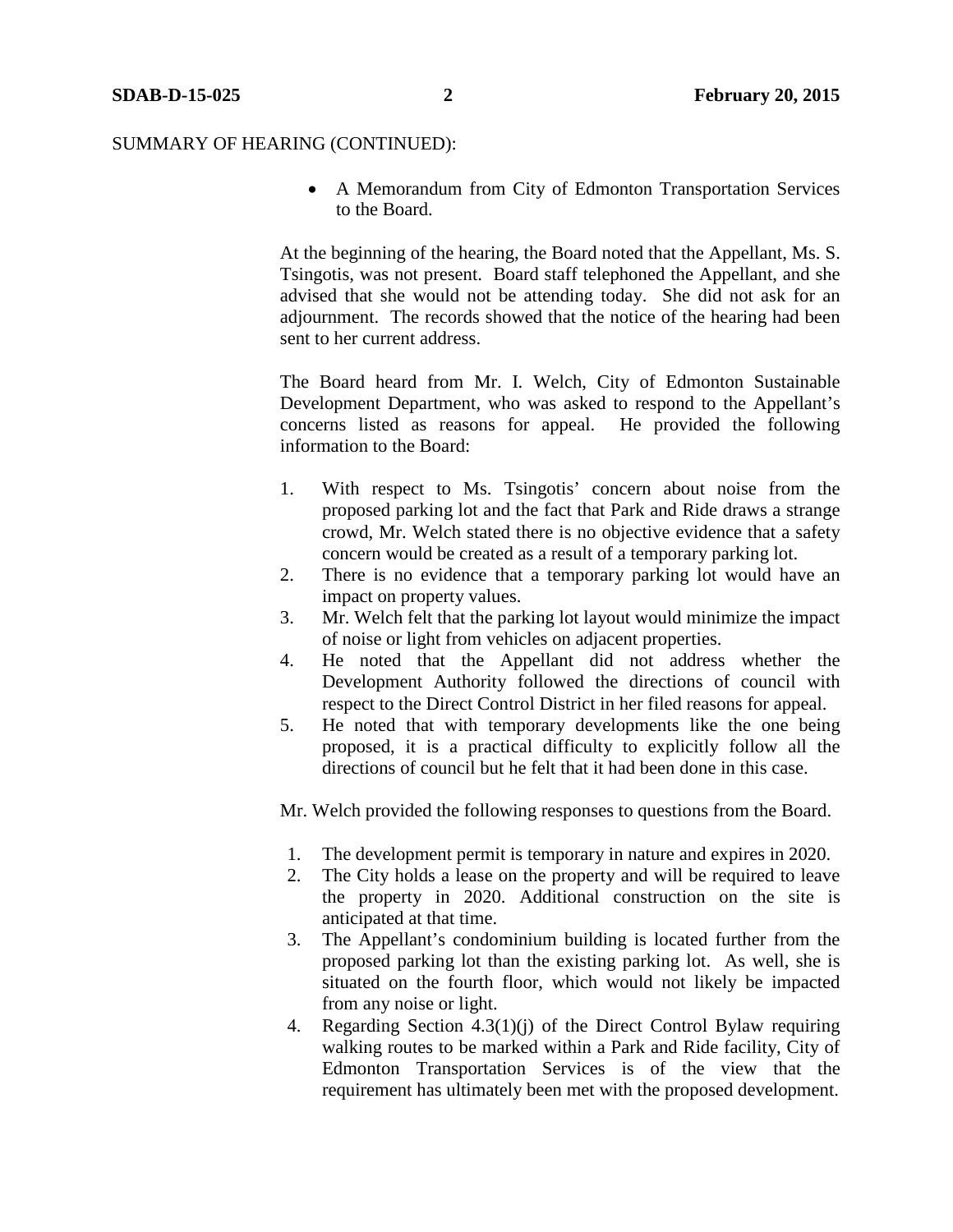SUMMARY OF HEARING (CONTINUED):

- A Memorandum from City of Edmonton Transportation Services to the Board.

At the beginning of the hearing, the Board noted that the Appellant, Ms. S. Tsingotis, was not present. Board staff telephoned the Appellant, and she advised that she would not be attending today. She did not ask for an adjournment. The records showed that the notice of the hearing had been sent to her current address.

The Board heard from Mr. I. Welch, City of Edmonton Sustainable Development Department, who was asked to respond to the Appellant's concerns listed as reasons for appeal. He provided the following information to the Board:

1. With respect to Ms. Tsingotis' concern about noise from the proposed parking lot and the fact that Park and Ride draws a strange crowd, Mr. Welch stated there is no objective evidence that a safety concern would be created as a result of a temporary parking lot.
2. There is no evidence that a temporary parking lot would have an impact on property values.
3. Mr. Welch felt that the parking lot layout would minimize the impact of noise or light from vehicles on adjacent properties.
4. He noted that the Appellant did not address whether the Development Authority followed the directions of council with respect to the Direct Control District in her filed reasons for appeal.
5. He noted that with temporary developments like the one being proposed, it is a practical difficulty to explicitly follow all the directions of council but he felt that it had been done in this case.

Mr. Welch provided the following responses to questions from the Board.

1. The development permit is temporary in nature and expires in 2020.
2. The City holds a lease on the property and will be required to leave the property in 2020. Additional construction on the site is anticipated at that time.
3. The Appellant's condominium building is located further from the proposed parking lot than the existing parking lot. As well, she is situated on the fourth floor, which would not likely be impacted from any noise or light.
4. Regarding Section 4.3(1)(j) of the Direct Control Bylaw requiring walking routes to be marked within a Park and Ride facility, City of Edmonton Transportation Services is of the view that the requirement has ultimately been met with the proposed development.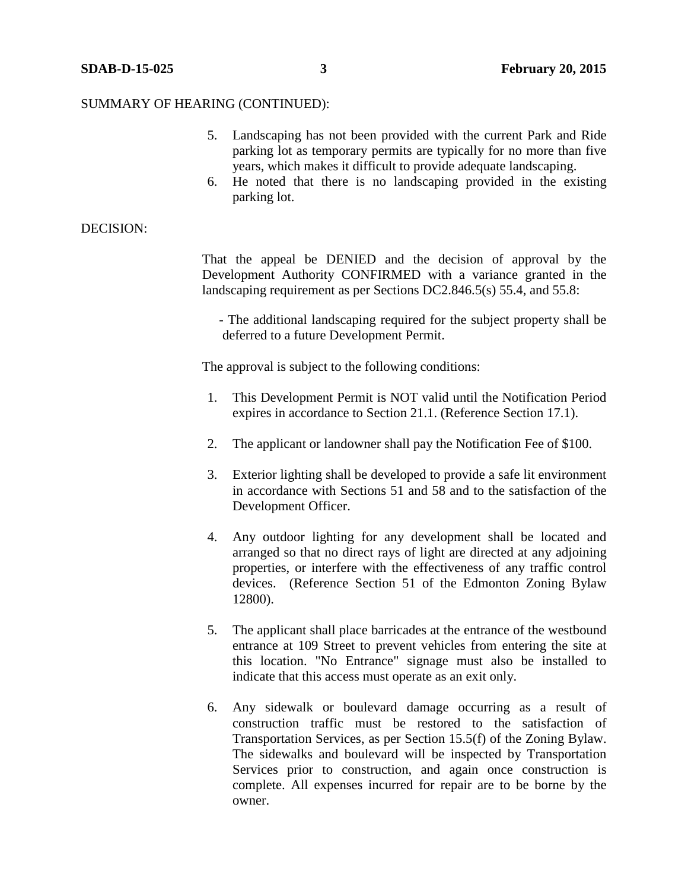SUMMARY OF HEARING (CONTINUED):

5. Landscaping has not been provided with the current Park and Ride parking lot as temporary permits are typically for no more than five years, which makes it difficult to provide adequate landscaping.
6. He noted that there is no landscaping provided in the existing parking lot.

DECISION:

That the appeal be DENIED and the decision of approval by the Development Authority CONFIRMED with a variance granted in the landscaping requirement as per Sections DC2.846.5(s) 55.4, and 55.8:

- The additional landscaping required for the subject property shall be deferred to a future Development Permit.

The approval is subject to the following conditions:

1. This Development Permit is NOT valid until the Notification Period expires in accordance to Section 21.1. (Reference Section 17.1).

2. The applicant or landowner shall pay the Notification Fee of $100.

3. Exterior lighting shall be developed to provide a safe lit environment in accordance with Sections 51 and 58 and to the satisfaction of the Development Officer.

4. Any outdoor lighting for any development shall be located and arranged so that no direct rays of light are directed at any adjoining properties, or interfere with the effectiveness of any traffic control devices. (Reference Section 51 of the Edmonton Zoning Bylaw 12800).

5. The applicant shall place barricades at the entrance of the westbound entrance at 109 Street to prevent vehicles from entering the site at this location. "No Entrance" signage must also be installed to indicate that this access must operate as an exit only.

6. Any sidewalk or boulevard damage occurring as a result of construction traffic must be restored to the satisfaction of Transportation Services, as per Section 15.5(f) of the Zoning Bylaw. The sidewalks and boulevard will be inspected by Transportation Services prior to construction, and again once construction is complete. All expenses incurred for repair are to be borne by the owner.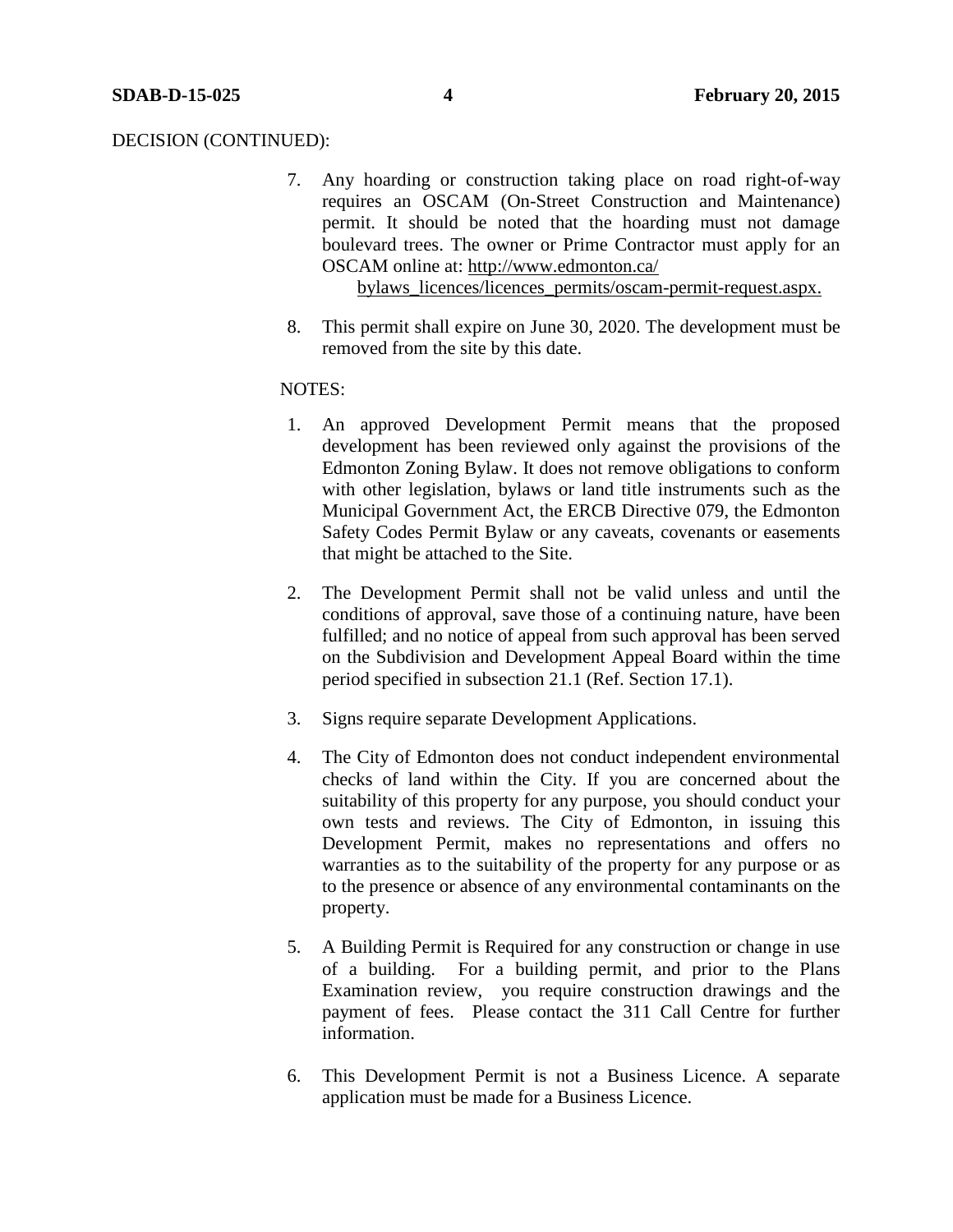DECISION (CONTINUED):

7. Any hoarding or construction taking place on road right-of-way requires an OSCAM (On-Street Construction and Maintenance) permit. It should be noted that the hoarding must not damage boulevard trees. The owner or Prime Contractor must apply for an OSCAM online at: http://www.edmonton.ca/bylaws_licences/licences_permits/oscam-permit-request.aspx.

8. This permit shall expire on June 30, 2020. The development must be removed from the site by this date.

NOTES:

1. An approved Development Permit means that the proposed development has been reviewed only against the provisions of the Edmonton Zoning Bylaw. It does not remove obligations to conform with other legislation, bylaws or land title instruments such as the Municipal Government Act, the ERCB Directive 079, the Edmonton Safety Codes Permit Bylaw or any caveats, covenants or easements that might be attached to the Site.

2. The Development Permit shall not be valid unless and until the conditions of approval, save those of a continuing nature, have been fulfilled; and no notice of appeal from such approval has been served on the Subdivision and Development Appeal Board within the time period specified in subsection 21.1 (Ref. Section 17.1).

3. Signs require separate Development Applications.

4. The City of Edmonton does not conduct independent environmental checks of land within the City. If you are concerned about the suitability of this property for any purpose, you should conduct your own tests and reviews. The City of Edmonton, in issuing this Development Permit, makes no representations and offers no warranties as to the suitability of the property for any purpose or as to the presence or absence of any environmental contaminants on the property.

5. A Building Permit is Required for any construction or change in use of a building. For a building permit, and prior to the Plans Examination review, you require construction drawings and the payment of fees. Please contact the 311 Call Centre for further information.

6. This Development Permit is not a Business Licence. A separate application must be made for a Business Licence.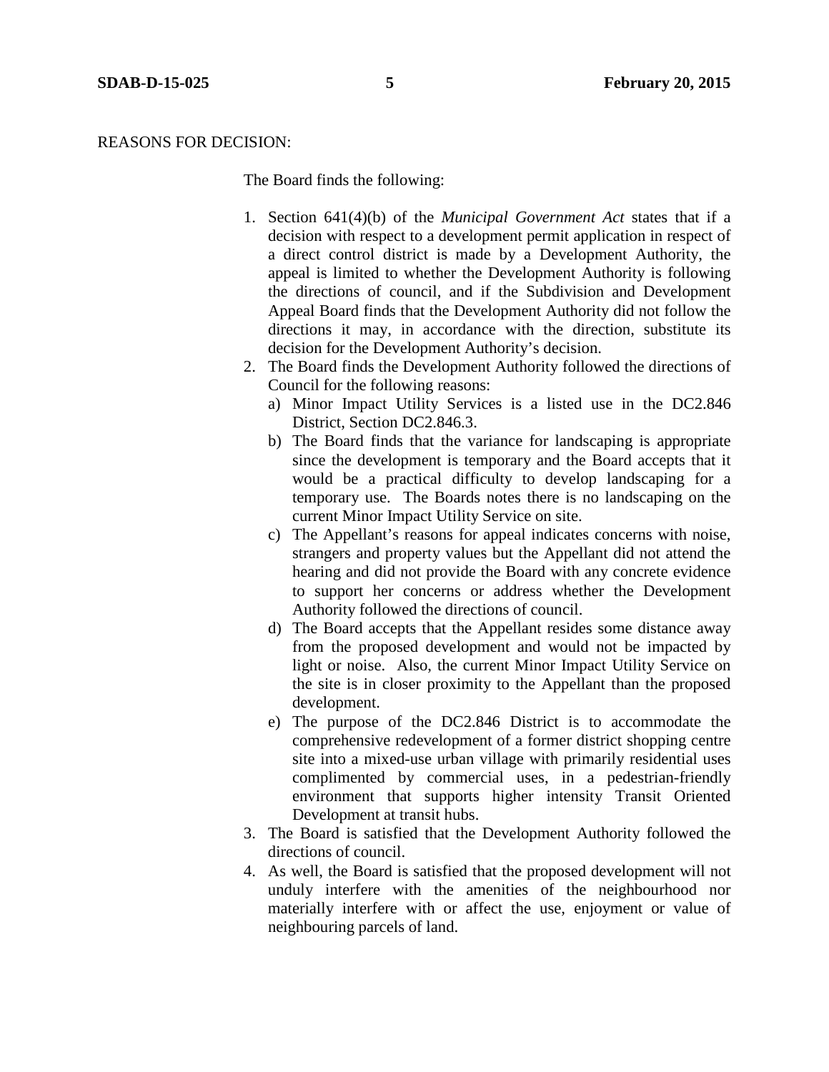REASONS FOR DECISION:

The Board finds the following:

1. Section 641(4)(b) of the *Municipal Government Act* states that if a decision with respect to a development permit application in respect of a direct control district is made by a Development Authority, the appeal is limited to whether the Development Authority is following the directions of council, and if the Subdivision and Development Appeal Board finds that the Development Authority did not follow the directions it may, in accordance with the direction, substitute its decision for the Development Authority's decision.
2. The Board finds the Development Authority followed the directions of Council for the following reasons:
   a) Minor Impact Utility Services is a listed use in the DC2.846 District, Section DC2.846.3.
   b) The Board finds that the variance for landscaping is appropriate since the development is temporary and the Board accepts that it would be a practical difficulty to develop landscaping for a temporary use. The Boards notes there is no landscaping on the current Minor Impact Utility Service on site.
   c) The Appellant's reasons for appeal indicates concerns with noise, strangers and property values but the Appellant did not attend the hearing and did not provide the Board with any concrete evidence to support her concerns or address whether the Development Authority followed the directions of council.
   d) The Board accepts that the Appellant resides some distance away from the proposed development and would not be impacted by light or noise. Also, the current Minor Impact Utility Service on the site is in closer proximity to the Appellant than the proposed development.
   e) The purpose of the DC2.846 District is to accommodate the comprehensive redevelopment of a former district shopping centre site into a mixed-use urban village with primarily residential uses complimented by commercial uses, in a pedestrian-friendly environment that supports higher intensity Transit Oriented Development at transit hubs.
3. The Board is satisfied that the Development Authority followed the directions of council.
4. As well, the Board is satisfied that the proposed development will not unduly interfere with the amenities of the neighbourhood nor materially interfere with or affect the use, enjoyment or value of neighbouring parcels of land.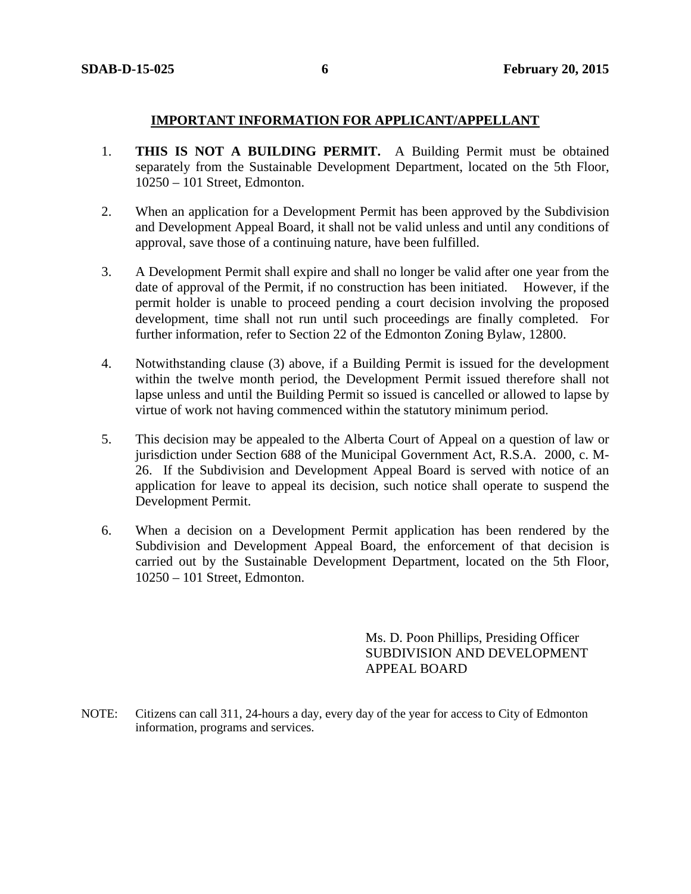## IMPORTANT INFORMATION FOR APPLICANT/APPELLANT

1. **THIS IS NOT A BUILDING PERMIT.** A Building Permit must be obtained separately from the Sustainable Development Department, located on the 5th Floor, 10250 – 101 Street, Edmonton.

2. When an application for a Development Permit has been approved by the Subdivision and Development Appeal Board, it shall not be valid unless and until any conditions of approval, save those of a continuing nature, have been fulfilled.

3. A Development Permit shall expire and shall no longer be valid after one year from the date of approval of the Permit, if no construction has been initiated. However, if the permit holder is unable to proceed pending a court decision involving the proposed development, time shall not run until such proceedings are finally completed. For further information, refer to Section 22 of the Edmonton Zoning Bylaw, 12800.

4. Notwithstanding clause (3) above, if a Building Permit is issued for the development within the twelve month period, the Development Permit issued therefore shall not lapse unless and until the Building Permit so issued is cancelled or allowed to lapse by virtue of work not having commenced within the statutory minimum period.

5. This decision may be appealed to the Alberta Court of Appeal on a question of law or jurisdiction under Section 688 of the Municipal Government Act, R.S.A. 2000, c. M-26. If the Subdivision and Development Appeal Board is served with notice of an application for leave to appeal its decision, such notice shall operate to suspend the Development Permit.

6. When a decision on a Development Permit application has been rendered by the Subdivision and Development Appeal Board, the enforcement of that decision is carried out by the Sustainable Development Department, located on the 5th Floor, 10250 – 101 Street, Edmonton.

Ms. D. Poon Phillips, Presiding Officer
SUBDIVISION AND DEVELOPMENT APPEAL BOARD

NOTE: Citizens can call 311, 24-hours a day, every day of the year for access to City of Edmonton information, programs and services.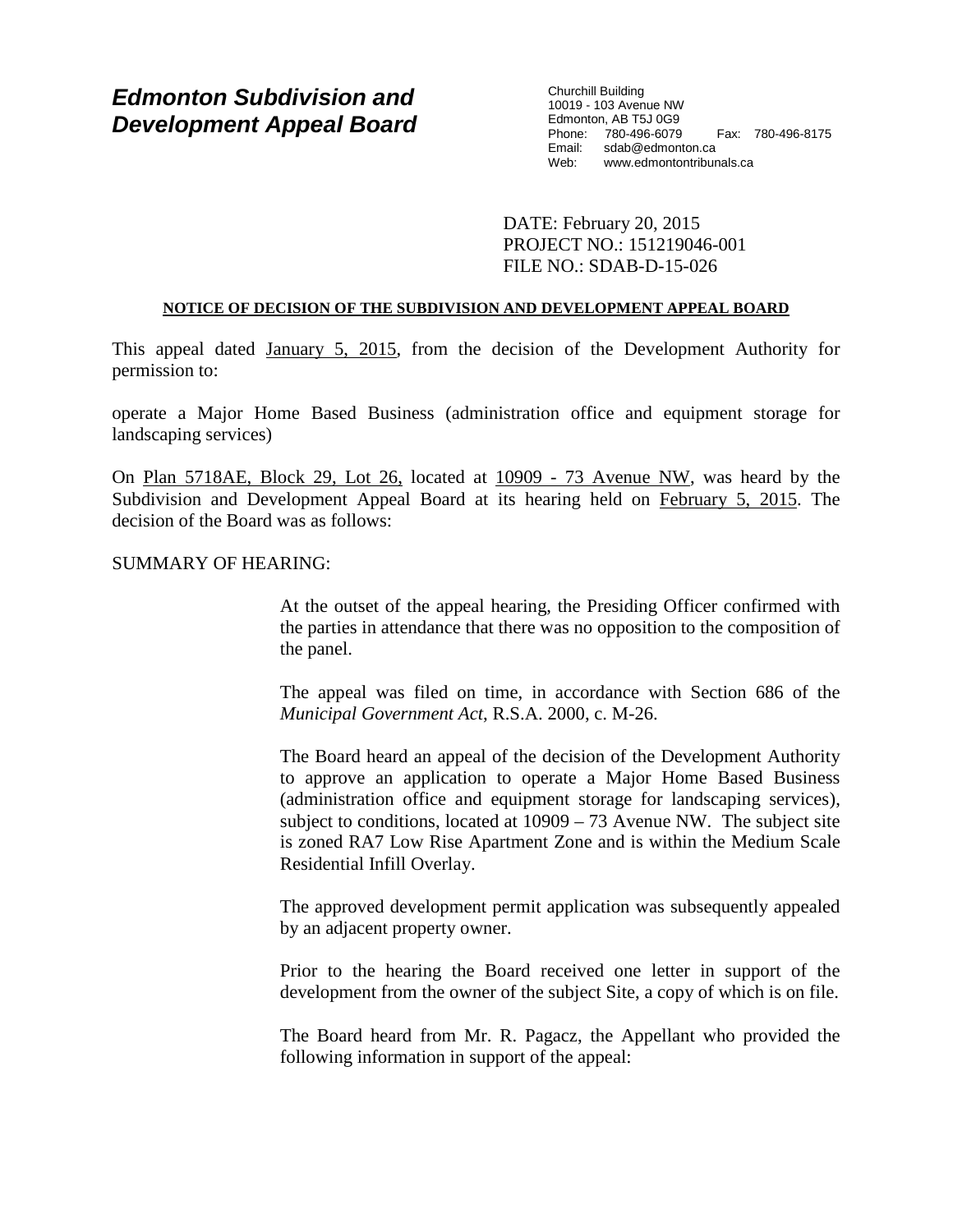# Edmonton Subdivision and Development Appeal Board

Churchill Building
10019 - 103 Avenue NW
Edmonton, AB T5J 0G9
Phone: 780-496-6079 Fax: 780-496-8175
Email: sdab@edmonton.ca
Web: www.edmontontribunals.ca

DATE: February 20, 2015
PROJECT NO.: 151219046-001
FILE NO.: SDAB-D-15-026

**NOTICE OF DECISION OF THE SUBDIVISION AND DEVELOPMENT APPEAL BOARD**

This appeal dated January 5, 2015, from the decision of the Development Authority for permission to:

operate a Major Home Based Business (administration office and equipment storage for landscaping services)

On Plan 5718AE, Block 29, Lot 26, located at 10909 - 73 Avenue NW, was heard by the Subdivision and Development Appeal Board at its hearing held on February 5, 2015. The decision of the Board was as follows:

SUMMARY OF HEARING:

At the outset of the appeal hearing, the Presiding Officer confirmed with the parties in attendance that there was no opposition to the composition of the panel.

The appeal was filed on time, in accordance with Section 686 of the *Municipal Government Act*, R.S.A. 2000, c. M-26.

The Board heard an appeal of the decision of the Development Authority to approve an application to operate a Major Home Based Business (administration office and equipment storage for landscaping services), subject to conditions, located at 10909 – 73 Avenue NW. The subject site is zoned RA7 Low Rise Apartment Zone and is within the Medium Scale Residential Infill Overlay.

The approved development permit application was subsequently appealed by an adjacent property owner.

Prior to the hearing the Board received one letter in support of the development from the owner of the subject Site, a copy of which is on file.

The Board heard from Mr. R. Pagacz, the Appellant who provided the following information in support of the appeal: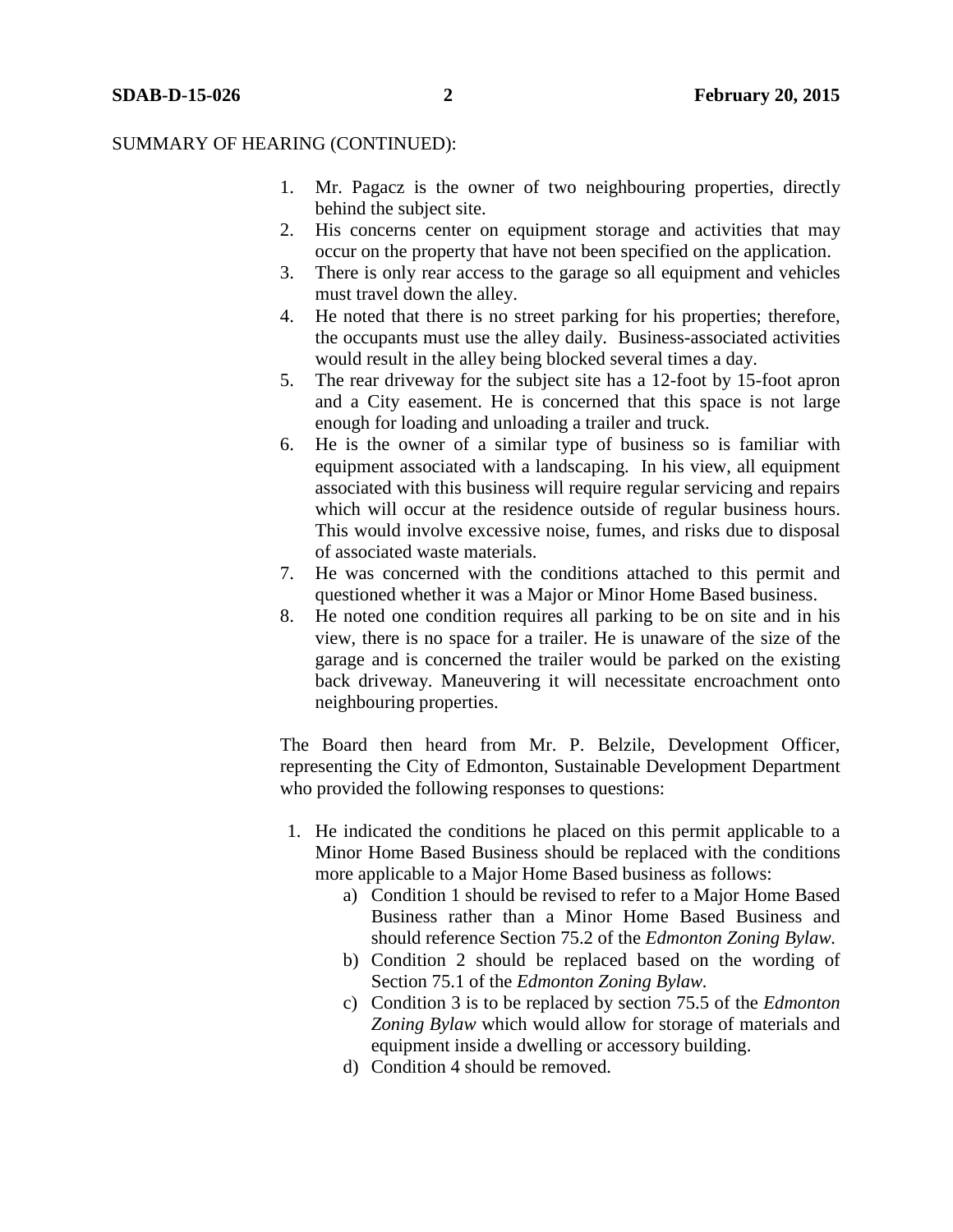SUMMARY OF HEARING (CONTINUED):

1. Mr. Pagacz is the owner of two neighbouring properties, directly behind the subject site.
2. His concerns center on equipment storage and activities that may occur on the property that have not been specified on the application.
3. There is only rear access to the garage so all equipment and vehicles must travel down the alley.
4. He noted that there is no street parking for his properties; therefore, the occupants must use the alley daily. Business-associated activities would result in the alley being blocked several times a day.
5. The rear driveway for the subject site has a 12-foot by 15-foot apron and a City easement. He is concerned that this space is not large enough for loading and unloading a trailer and truck.
6. He is the owner of a similar type of business so is familiar with equipment associated with a landscaping. In his view, all equipment associated with this business will require regular servicing and repairs which will occur at the residence outside of regular business hours. This would involve excessive noise, fumes, and risks due to disposal of associated waste materials.
7. He was concerned with the conditions attached to this permit and questioned whether it was a Major or Minor Home Based business.
8. He noted one condition requires all parking to be on site and in his view, there is no space for a trailer. He is unaware of the size of the garage and is concerned the trailer would be parked on the existing back driveway. Maneuvering it will necessitate encroachment onto neighbouring properties.

The Board then heard from Mr. P. Belzile, Development Officer, representing the City of Edmonton, Sustainable Development Department who provided the following responses to questions:

1. He indicated the conditions he placed on this permit applicable to a Minor Home Based Business should be replaced with the conditions more applicable to a Major Home Based business as follows:
   a) Condition 1 should be revised to refer to a Major Home Based Business rather than a Minor Home Based Business and should reference Section 75.2 of the *Edmonton Zoning Bylaw*.
   b) Condition 2 should be replaced based on the wording of Section 75.1 of the *Edmonton Zoning Bylaw*.
   c) Condition 3 is to be replaced by section 75.5 of the *Edmonton Zoning Bylaw* which would allow for storage of materials and equipment inside a dwelling or accessory building.
   d) Condition 4 should be removed.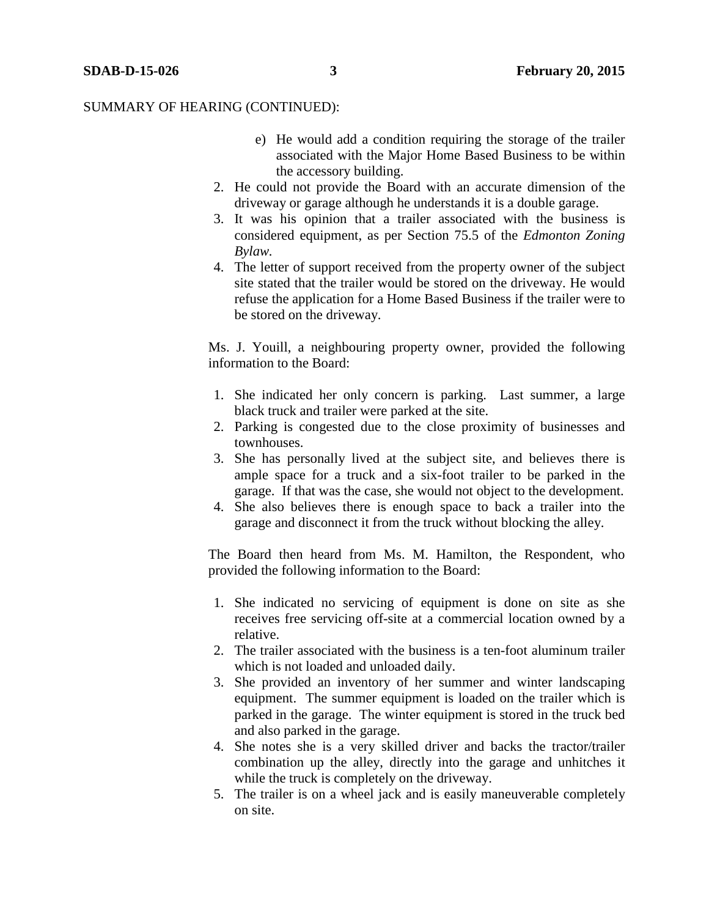SUMMARY OF HEARING (CONTINUED):

   e) He would add a condition requiring the storage of the trailer associated with the Major Home Based Business to be within the accessory building.

2. He could not provide the Board with an accurate dimension of the driveway or garage although he understands it is a double garage.
3. It was his opinion that a trailer associated with the business is considered equipment, as per Section 75.5 of the *Edmonton Zoning Bylaw*.
4. The letter of support received from the property owner of the subject site stated that the trailer would be stored on the driveway. He would refuse the application for a Home Based Business if the trailer were to be stored on the driveway.

Ms. J. Youill, a neighbouring property owner, provided the following information to the Board:

1. She indicated her only concern is parking. Last summer, a large black truck and trailer were parked at the site.
2. Parking is congested due to the close proximity of businesses and townhouses.
3. She has personally lived at the subject site, and believes there is ample space for a truck and a six-foot trailer to be parked in the garage. If that was the case, she would not object to the development.
4. She also believes there is enough space to back a trailer into the garage and disconnect it from the truck without blocking the alley.

The Board then heard from Ms. M. Hamilton, the Respondent, who provided the following information to the Board:

1. She indicated no servicing of equipment is done on site as she receives free servicing off-site at a commercial location owned by a relative.
2. The trailer associated with the business is a ten-foot aluminum trailer which is not loaded and unloaded daily.
3. She provided an inventory of her summer and winter landscaping equipment. The summer equipment is loaded on the trailer which is parked in the garage. The winter equipment is stored in the truck bed and also parked in the garage.
4. She notes she is a very skilled driver and backs the tractor/trailer combination up the alley, directly into the garage and unhitches it while the truck is completely on the driveway.
5. The trailer is on a wheel jack and is easily maneuverable completely on site.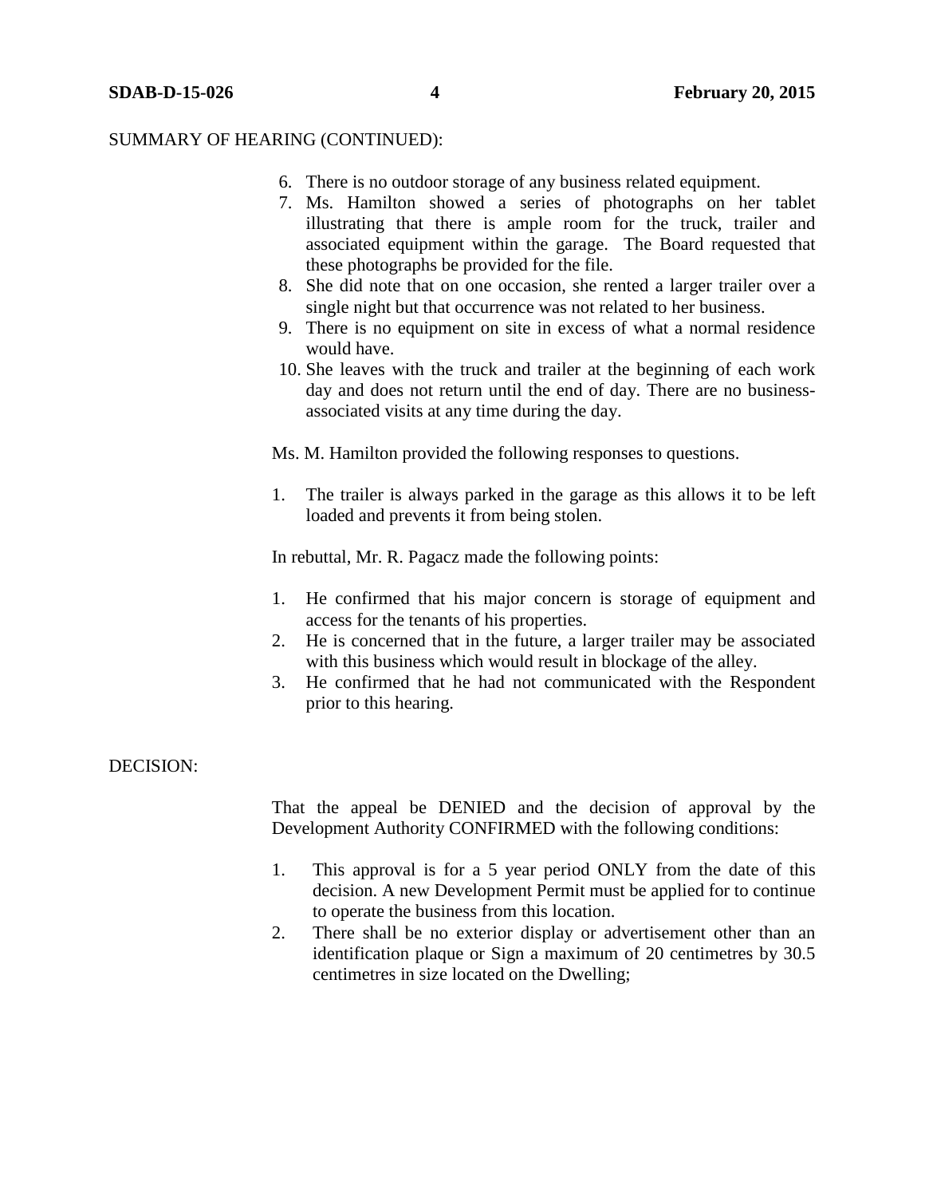SUMMARY OF HEARING (CONTINUED):

6. There is no outdoor storage of any business related equipment.
7. Ms. Hamilton showed a series of photographs on her tablet illustrating that there is ample room for the truck, trailer and associated equipment within the garage. The Board requested that these photographs be provided for the file.
8. She did note that on one occasion, she rented a larger trailer over a single night but that occurrence was not related to her business.
9. There is no equipment on site in excess of what a normal residence would have.
10. She leaves with the truck and trailer at the beginning of each work day and does not return until the end of day. There are no business-associated visits at any time during the day.

Ms. M. Hamilton provided the following responses to questions.

1. The trailer is always parked in the garage as this allows it to be left loaded and prevents it from being stolen.

In rebuttal, Mr. R. Pagacz made the following points:

1. He confirmed that his major concern is storage of equipment and access for the tenants of his properties.
2. He is concerned that in the future, a larger trailer may be associated with this business which would result in blockage of the alley.
3. He confirmed that he had not communicated with the Respondent prior to this hearing.

DECISION:

That the appeal be DENIED and the decision of approval by the Development Authority CONFIRMED with the following conditions:

1. This approval is for a 5 year period ONLY from the date of this decision. A new Development Permit must be applied for to continue to operate the business from this location.
2. There shall be no exterior display or advertisement other than an identification plaque or Sign a maximum of 20 centimetres by 30.5 centimetres in size located on the Dwelling;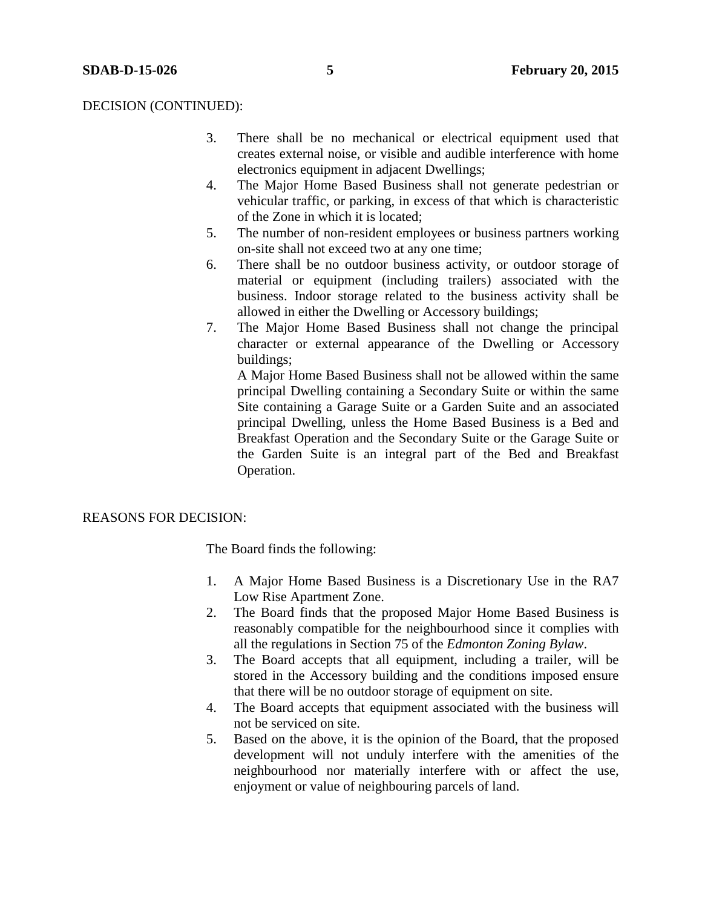DECISION (CONTINUED):

3. There shall be no mechanical or electrical equipment used that creates external noise, or visible and audible interference with home electronics equipment in adjacent Dwellings;
4. The Major Home Based Business shall not generate pedestrian or vehicular traffic, or parking, in excess of that which is characteristic of the Zone in which it is located;
5. The number of non-resident employees or business partners working on-site shall not exceed two at any one time;
6. There shall be no outdoor business activity, or outdoor storage of material or equipment (including trailers) associated with the business. Indoor storage related to the business activity shall be allowed in either the Dwelling or Accessory buildings;
7. The Major Home Based Business shall not change the principal character or external appearance of the Dwelling or Accessory buildings;

   A Major Home Based Business shall not be allowed within the same principal Dwelling containing a Secondary Suite or within the same Site containing a Garage Suite or a Garden Suite and an associated principal Dwelling, unless the Home Based Business is a Bed and Breakfast Operation and the Secondary Suite or the Garage Suite or the Garden Suite is an integral part of the Bed and Breakfast Operation.

REASONS FOR DECISION:

The Board finds the following:

1. A Major Home Based Business is a Discretionary Use in the RA7 Low Rise Apartment Zone.
2. The Board finds that the proposed Major Home Based Business is reasonably compatible for the neighbourhood since it complies with all the regulations in Section 75 of the *Edmonton Zoning Bylaw*.
3. The Board accepts that all equipment, including a trailer, will be stored in the Accessory building and the conditions imposed ensure that there will be no outdoor storage of equipment on site.
4. The Board accepts that equipment associated with the business will not be serviced on site.
5. Based on the above, it is the opinion of the Board, that the proposed development will not unduly interfere with the amenities of the neighbourhood nor materially interfere with or affect the use, enjoyment or value of neighbouring parcels of land.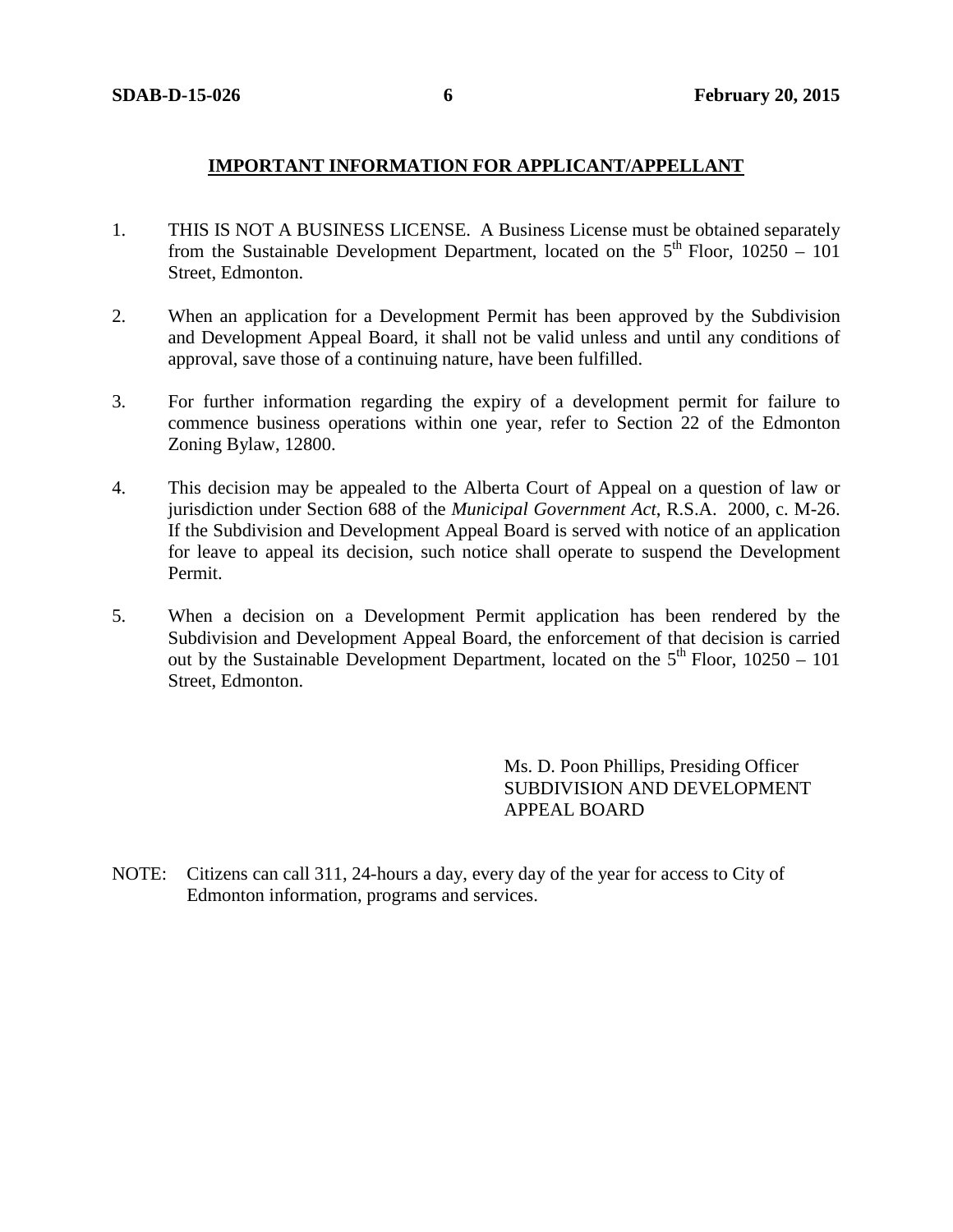## IMPORTANT INFORMATION FOR APPLICANT/APPELLANT

1. THIS IS NOT A BUSINESS LICENSE. A Business License must be obtained separately from the Sustainable Development Department, located on the 5th Floor, 10250 – 101 Street, Edmonton.

2. When an application for a Development Permit has been approved by the Subdivision and Development Appeal Board, it shall not be valid unless and until any conditions of approval, save those of a continuing nature, have been fulfilled.

3. For further information regarding the expiry of a development permit for failure to commence business operations within one year, refer to Section 22 of the Edmonton Zoning Bylaw, 12800.

4. This decision may be appealed to the Alberta Court of Appeal on a question of law or jurisdiction under Section 688 of the *Municipal Government Act*, R.S.A. 2000, c. M-26. If the Subdivision and Development Appeal Board is served with notice of an application for leave to appeal its decision, such notice shall operate to suspend the Development Permit.

5. When a decision on a Development Permit application has been rendered by the Subdivision and Development Appeal Board, the enforcement of that decision is carried out by the Sustainable Development Department, located on the 5th Floor, 10250 – 101 Street, Edmonton.

Ms. D. Poon Phillips, Presiding Officer
SUBDIVISION AND DEVELOPMENT APPEAL BOARD

NOTE: Citizens can call 311, 24-hours a day, every day of the year for access to City of Edmonton information, programs and services.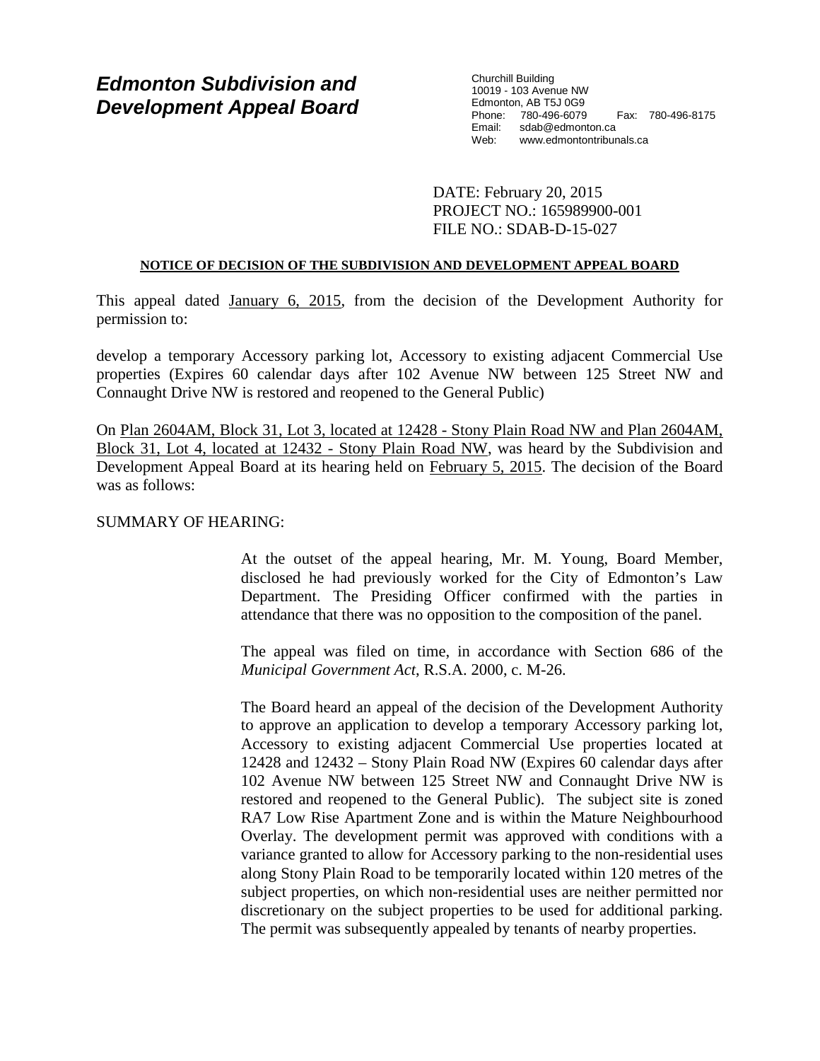# *Edmonton Subdivision and Development Appeal Board*

Churchill Building
10019 - 103 Avenue NW
Edmonton, AB T5J 0G9
Phone: 780-496-6079 Fax: 780-496-8175
Email: sdab@edmonton.ca
Web: www.edmontontribunals.ca

DATE: February 20, 2015
PROJECT NO.: 165989900-001
FILE NO.: SDAB-D-15-027

**NOTICE OF DECISION OF THE SUBDIVISION AND DEVELOPMENT APPEAL BOARD**

This appeal dated January 6, 2015, from the decision of the Development Authority for permission to:

develop a temporary Accessory parking lot, Accessory to existing adjacent Commercial Use properties (Expires 60 calendar days after 102 Avenue NW between 125 Street NW and Connaught Drive NW is restored and reopened to the General Public)

On Plan 2604AM, Block 31, Lot 3, located at 12428 - Stony Plain Road NW and Plan 2604AM, Block 31, Lot 4, located at 12432 - Stony Plain Road NW, was heard by the Subdivision and Development Appeal Board at its hearing held on February 5, 2015. The decision of the Board was as follows:

SUMMARY OF HEARING:

At the outset of the appeal hearing, Mr. M. Young, Board Member, disclosed he had previously worked for the City of Edmonton's Law Department. The Presiding Officer confirmed with the parties in attendance that there was no opposition to the composition of the panel.

The appeal was filed on time, in accordance with Section 686 of the *Municipal Government Act*, R.S.A. 2000, c. M-26.

The Board heard an appeal of the decision of the Development Authority to approve an application to develop a temporary Accessory parking lot, Accessory to existing adjacent Commercial Use properties located at 12428 and 12432 – Stony Plain Road NW (Expires 60 calendar days after 102 Avenue NW between 125 Street NW and Connaught Drive NW is restored and reopened to the General Public). The subject site is zoned RA7 Low Rise Apartment Zone and is within the Mature Neighbourhood Overlay. The development permit was approved with conditions with a variance granted to allow for Accessory parking to the non-residential uses along Stony Plain Road to be temporarily located within 120 metres of the subject properties, on which non-residential uses are neither permitted nor discretionary on the subject properties to be used for additional parking. The permit was subsequently appealed by tenants of nearby properties.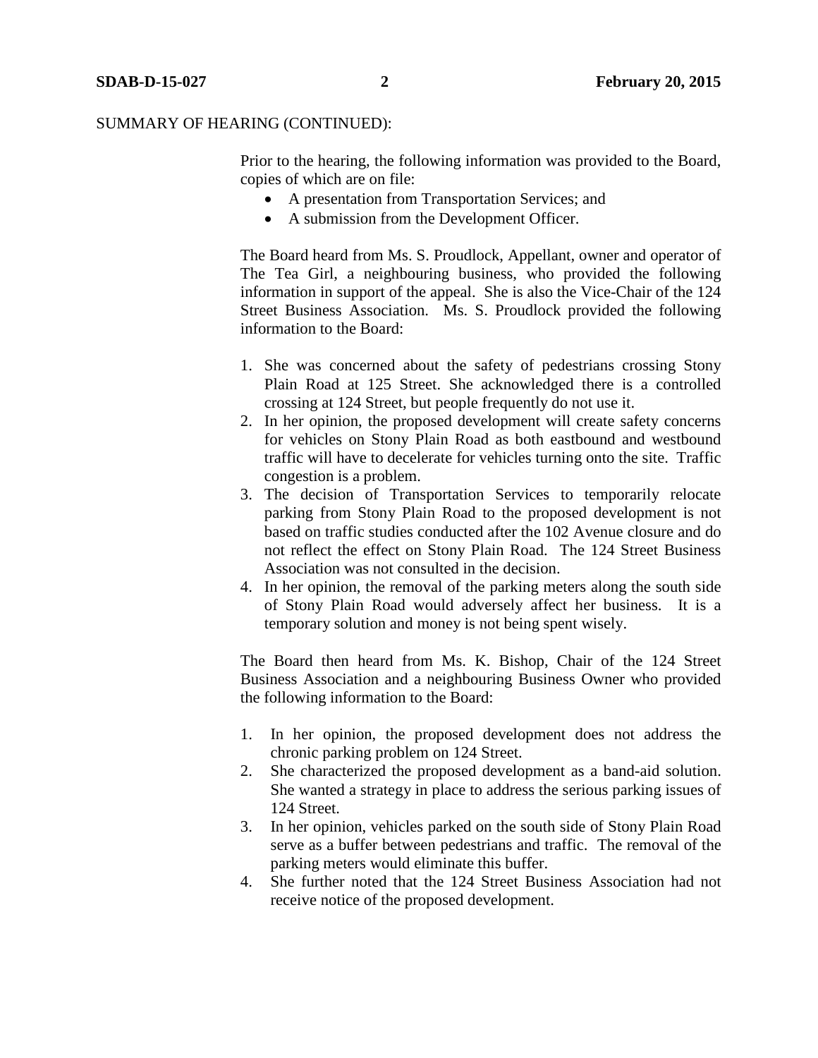SUMMARY OF HEARING (CONTINUED):

Prior to the hearing, the following information was provided to the Board, copies of which are on file:

- A presentation from Transportation Services; and
- A submission from the Development Officer.

The Board heard from Ms. S. Proudlock, Appellant, owner and operator of The Tea Girl, a neighbouring business, who provided the following information in support of the appeal. She is also the Vice-Chair of the 124 Street Business Association. Ms. S. Proudlock provided the following information to the Board:

1. She was concerned about the safety of pedestrians crossing Stony Plain Road at 125 Street. She acknowledged there is a controlled crossing at 124 Street, but people frequently do not use it.
2. In her opinion, the proposed development will create safety concerns for vehicles on Stony Plain Road as both eastbound and westbound traffic will have to decelerate for vehicles turning onto the site. Traffic congestion is a problem.
3. The decision of Transportation Services to temporarily relocate parking from Stony Plain Road to the proposed development is not based on traffic studies conducted after the 102 Avenue closure and do not reflect the effect on Stony Plain Road. The 124 Street Business Association was not consulted in the decision.
4. In her opinion, the removal of the parking meters along the south side of Stony Plain Road would adversely affect her business. It is a temporary solution and money is not being spent wisely.

The Board then heard from Ms. K. Bishop, Chair of the 124 Street Business Association and a neighbouring Business Owner who provided the following information to the Board:

1. In her opinion, the proposed development does not address the chronic parking problem on 124 Street.
2. She characterized the proposed development as a band-aid solution. She wanted a strategy in place to address the serious parking issues of 124 Street.
3. In her opinion, vehicles parked on the south side of Stony Plain Road serve as a buffer between pedestrians and traffic. The removal of the parking meters would eliminate this buffer.
4. She further noted that the 124 Street Business Association had not receive notice of the proposed development.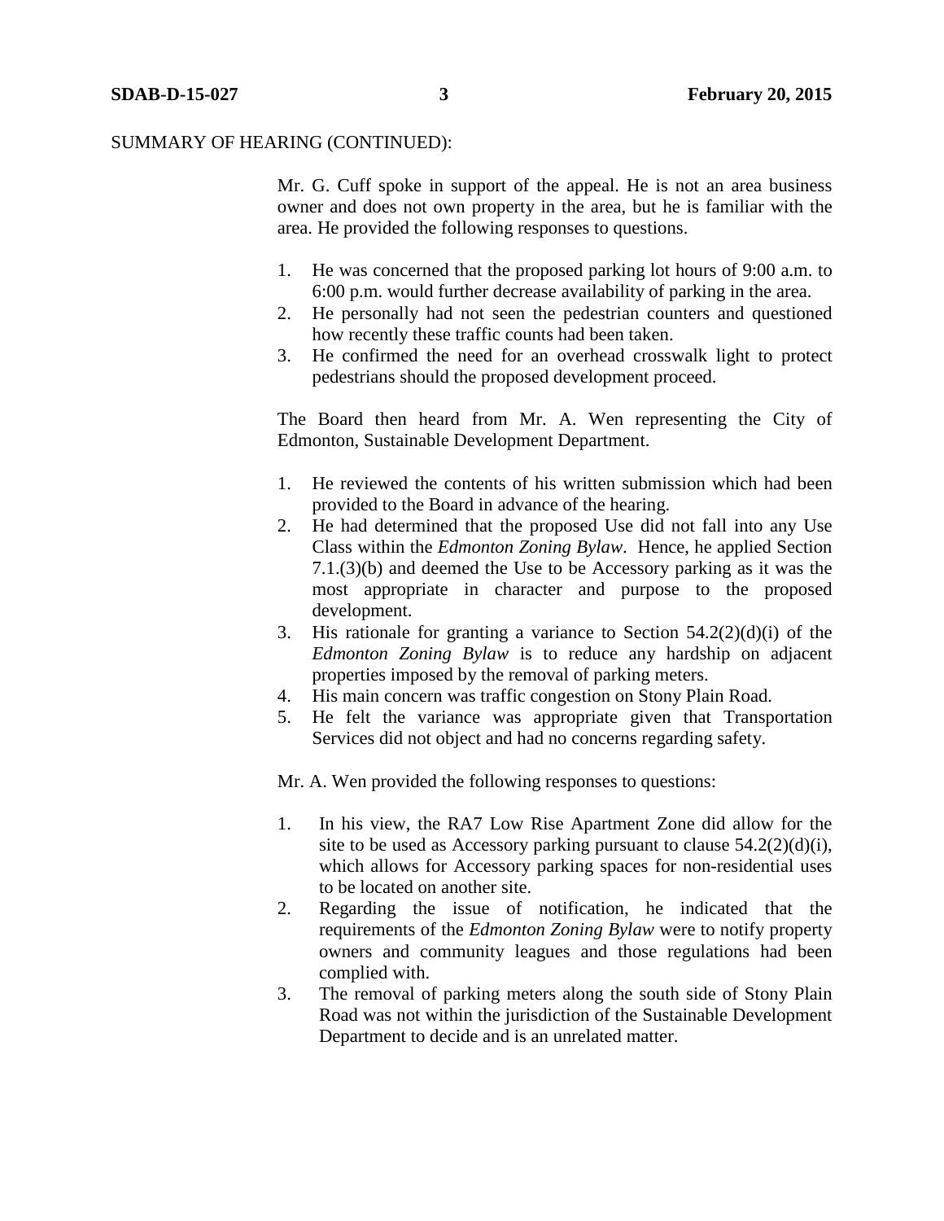SUMMARY OF HEARING (CONTINUED):

Mr. G. Cuff spoke in support of the appeal. He is not an area business owner and does not own property in the area, but he is familiar with the area. He provided the following responses to questions.

1. He was concerned that the proposed parking lot hours of 9:00 a.m. to 6:00 p.m. would further decrease availability of parking in the area.
2. He personally had not seen the pedestrian counters and questioned how recently these traffic counts had been taken.
3. He confirmed the need for an overhead crosswalk light to protect pedestrians should the proposed development proceed.

The Board then heard from Mr. A. Wen representing the City of Edmonton, Sustainable Development Department.

1. He reviewed the contents of his written submission which had been provided to the Board in advance of the hearing.
2. He had determined that the proposed Use did not fall into any Use Class within the *Edmonton Zoning Bylaw*. Hence, he applied Section 7.1.(3)(b) and deemed the Use to be Accessory parking as it was the most appropriate in character and purpose to the proposed development.
3. His rationale for granting a variance to Section 54.2(2)(d)(i) of the *Edmonton Zoning Bylaw* is to reduce any hardship on adjacent properties imposed by the removal of parking meters.
4. His main concern was traffic congestion on Stony Plain Road.
5. He felt the variance was appropriate given that Transportation Services did not object and had no concerns regarding safety.

Mr. A. Wen provided the following responses to questions:

1. In his view, the RA7 Low Rise Apartment Zone did allow for the site to be used as Accessory parking pursuant to clause 54.2(2)(d)(i), which allows for Accessory parking spaces for non-residential uses to be located on another site.
2. Regarding the issue of notification, he indicated that the requirements of the *Edmonton Zoning Bylaw* were to notify property owners and community leagues and those regulations had been complied with.
3. The removal of parking meters along the south side of Stony Plain Road was not within the jurisdiction of the Sustainable Development Department to decide and is an unrelated matter.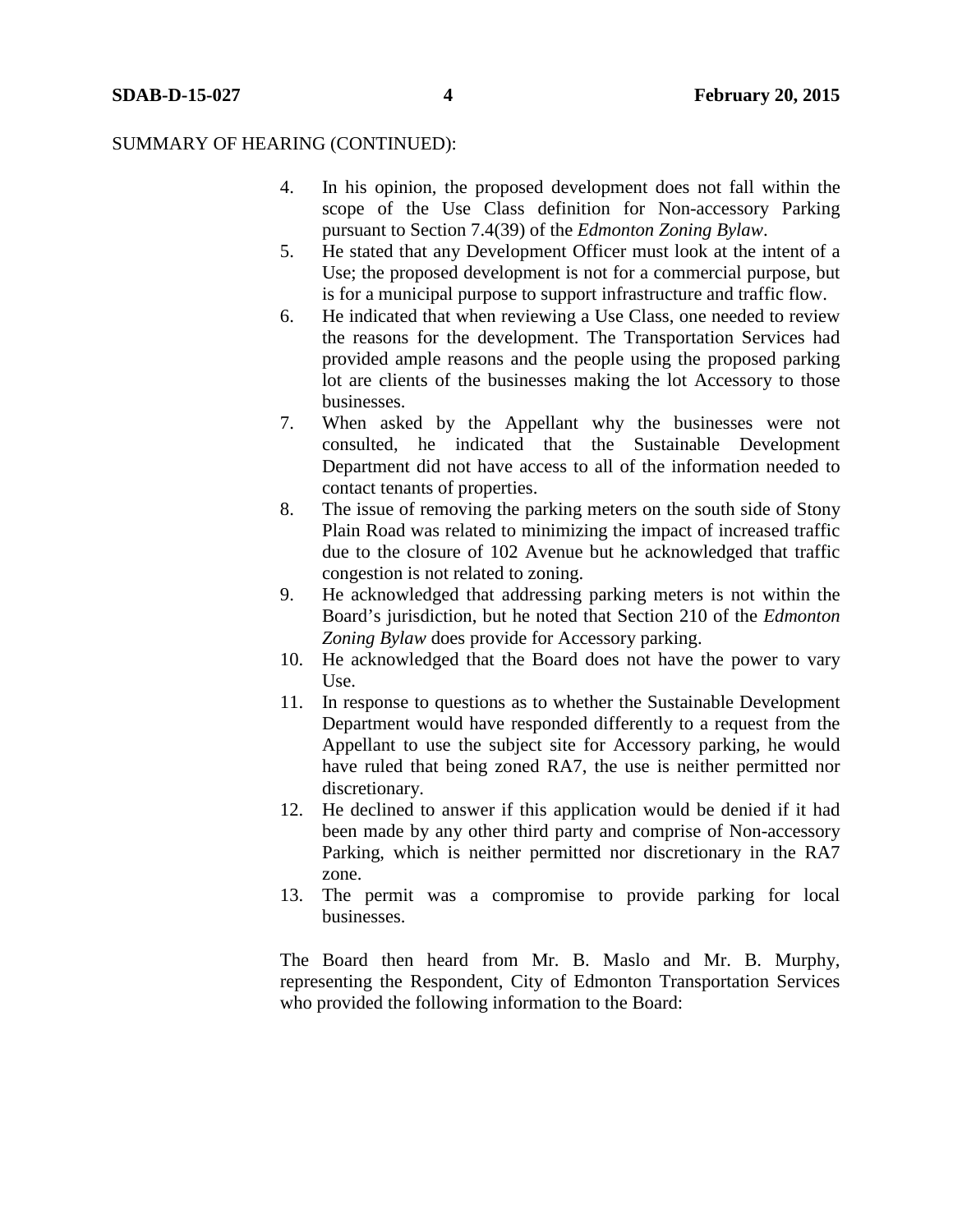SUMMARY OF HEARING (CONTINUED):

4. In his opinion, the proposed development does not fall within the scope of the Use Class definition for Non-accessory Parking pursuant to Section 7.4(39) of the *Edmonton Zoning Bylaw*.
5. He stated that any Development Officer must look at the intent of a Use; the proposed development is not for a commercial purpose, but is for a municipal purpose to support infrastructure and traffic flow.
6. He indicated that when reviewing a Use Class, one needed to review the reasons for the development. The Transportation Services had provided ample reasons and the people using the proposed parking lot are clients of the businesses making the lot Accessory to those businesses.
7. When asked by the Appellant why the businesses were not consulted, he indicated that the Sustainable Development Department did not have access to all of the information needed to contact tenants of properties.
8. The issue of removing the parking meters on the south side of Stony Plain Road was related to minimizing the impact of increased traffic due to the closure of 102 Avenue but he acknowledged that traffic congestion is not related to zoning.
9. He acknowledged that addressing parking meters is not within the Board's jurisdiction, but he noted that Section 210 of the *Edmonton Zoning Bylaw* does provide for Accessory parking.
10. He acknowledged that the Board does not have the power to vary Use.
11. In response to questions as to whether the Sustainable Development Department would have responded differently to a request from the Appellant to use the subject site for Accessory parking, he would have ruled that being zoned RA7, the use is neither permitted nor discretionary.
12. He declined to answer if this application would be denied if it had been made by any other third party and comprise of Non-accessory Parking, which is neither permitted nor discretionary in the RA7 zone.
13. The permit was a compromise to provide parking for local businesses.

The Board then heard from Mr. B. Maslo and Mr. B. Murphy, representing the Respondent, City of Edmonton Transportation Services who provided the following information to the Board: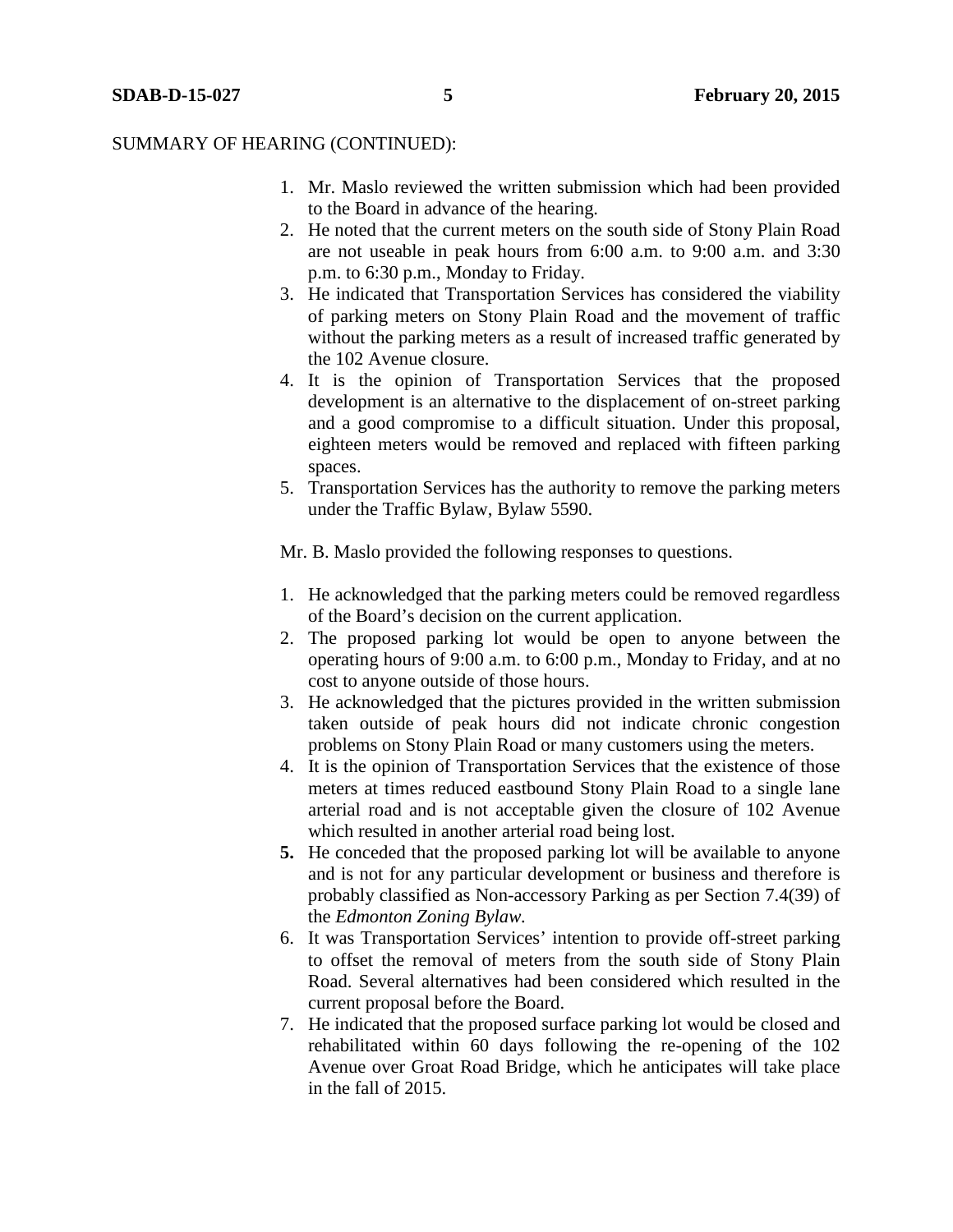SUMMARY OF HEARING (CONTINUED):

1. Mr. Maslo reviewed the written submission which had been provided to the Board in advance of the hearing.
2. He noted that the current meters on the south side of Stony Plain Road are not useable in peak hours from 6:00 a.m. to 9:00 a.m. and 3:30 p.m. to 6:30 p.m., Monday to Friday.
3. He indicated that Transportation Services has considered the viability of parking meters on Stony Plain Road and the movement of traffic without the parking meters as a result of increased traffic generated by the 102 Avenue closure.
4. It is the opinion of Transportation Services that the proposed development is an alternative to the displacement of on-street parking and a good compromise to a difficult situation. Under this proposal, eighteen meters would be removed and replaced with fifteen parking spaces.
5. Transportation Services has the authority to remove the parking meters under the Traffic Bylaw, Bylaw 5590.

Mr. B. Maslo provided the following responses to questions.

1. He acknowledged that the parking meters could be removed regardless of the Board's decision on the current application.
2. The proposed parking lot would be open to anyone between the operating hours of 9:00 a.m. to 6:00 p.m., Monday to Friday, and at no cost to anyone outside of those hours.
3. He acknowledged that the pictures provided in the written submission taken outside of peak hours did not indicate chronic congestion problems on Stony Plain Road or many customers using the meters.
4. It is the opinion of Transportation Services that the existence of those meters at times reduced eastbound Stony Plain Road to a single lane arterial road and is not acceptable given the closure of 102 Avenue which resulted in another arterial road being lost.
5. He conceded that the proposed parking lot will be available to anyone and is not for any particular development or business and therefore is probably classified as Non-accessory Parking as per Section 7.4(39) of the *Edmonton Zoning Bylaw*.
6. It was Transportation Services' intention to provide off-street parking to offset the removal of meters from the south side of Stony Plain Road. Several alternatives had been considered which resulted in the current proposal before the Board.
7. He indicated that the proposed surface parking lot would be closed and rehabilitated within 60 days following the re-opening of the 102 Avenue over Groat Road Bridge, which he anticipates will take place in the fall of 2015.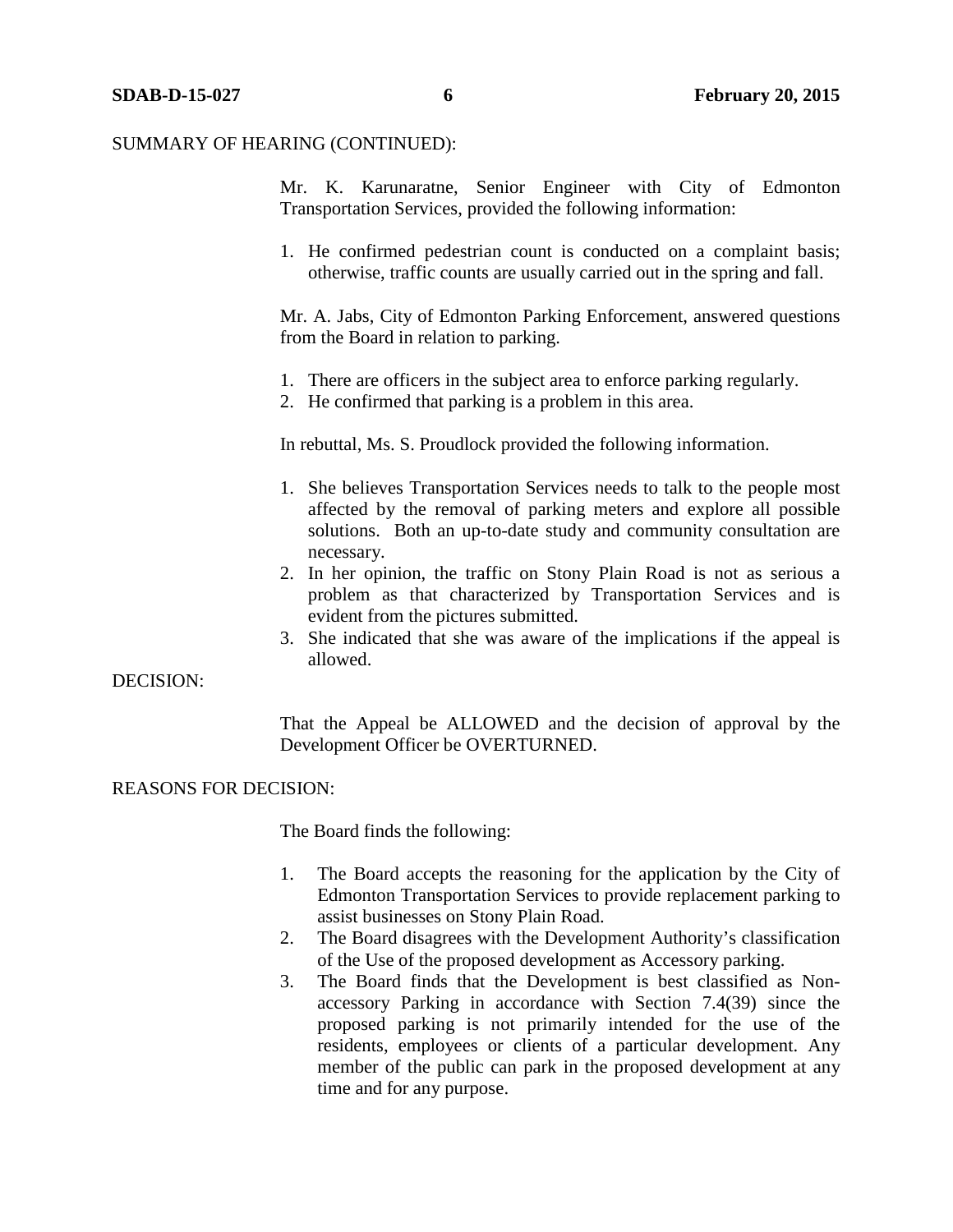SUMMARY OF HEARING (CONTINUED):

Mr. K. Karunaratne, Senior Engineer with City of Edmonton Transportation Services, provided the following information:

1. He confirmed pedestrian count is conducted on a complaint basis; otherwise, traffic counts are usually carried out in the spring and fall.

Mr. A. Jabs, City of Edmonton Parking Enforcement, answered questions from the Board in relation to parking.

1. There are officers in the subject area to enforce parking regularly.
2. He confirmed that parking is a problem in this area.

In rebuttal, Ms. S. Proudlock provided the following information.

1. She believes Transportation Services needs to talk to the people most affected by the removal of parking meters and explore all possible solutions. Both an up-to-date study and community consultation are necessary.
2. In her opinion, the traffic on Stony Plain Road is not as serious a problem as that characterized by Transportation Services and is evident from the pictures submitted.
3. She indicated that she was aware of the implications if the appeal is allowed.

DECISION:

That the Appeal be ALLOWED and the decision of approval by the Development Officer be OVERTURNED.

REASONS FOR DECISION:

The Board finds the following:

1. The Board accepts the reasoning for the application by the City of Edmonton Transportation Services to provide replacement parking to assist businesses on Stony Plain Road.
2. The Board disagrees with the Development Authority's classification of the Use of the proposed development as Accessory parking.
3. The Board finds that the Development is best classified as Non-accessory Parking in accordance with Section 7.4(39) since the proposed parking is not primarily intended for the use of the residents, employees or clients of a particular development. Any member of the public can park in the proposed development at any time and for any purpose.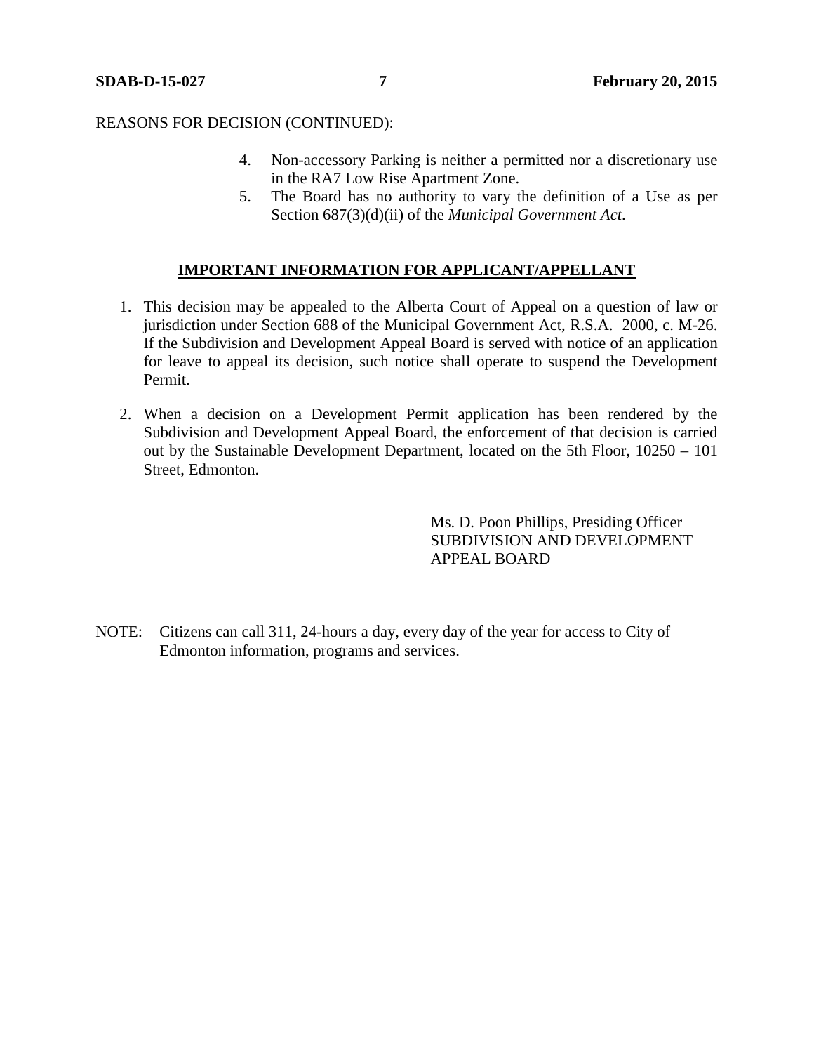REASONS FOR DECISION (CONTINUED):

4. Non-accessory Parking is neither a permitted nor a discretionary use in the RA7 Low Rise Apartment Zone.
5. The Board has no authority to vary the definition of a Use as per Section 687(3)(d)(ii) of the *Municipal Government Act*.

## IMPORTANT INFORMATION FOR APPLICANT/APPELLANT

1. This decision may be appealed to the Alberta Court of Appeal on a question of law or jurisdiction under Section 688 of the Municipal Government Act, R.S.A. 2000, c. M-26. If the Subdivision and Development Appeal Board is served with notice of an application for leave to appeal its decision, such notice shall operate to suspend the Development Permit.

2. When a decision on a Development Permit application has been rendered by the Subdivision and Development Appeal Board, the enforcement of that decision is carried out by the Sustainable Development Department, located on the 5th Floor, 10250 – 101 Street, Edmonton.

Ms. D. Poon Phillips, Presiding Officer
SUBDIVISION AND DEVELOPMENT APPEAL BOARD

NOTE: Citizens can call 311, 24-hours a day, every day of the year for access to City of Edmonton information, programs and services.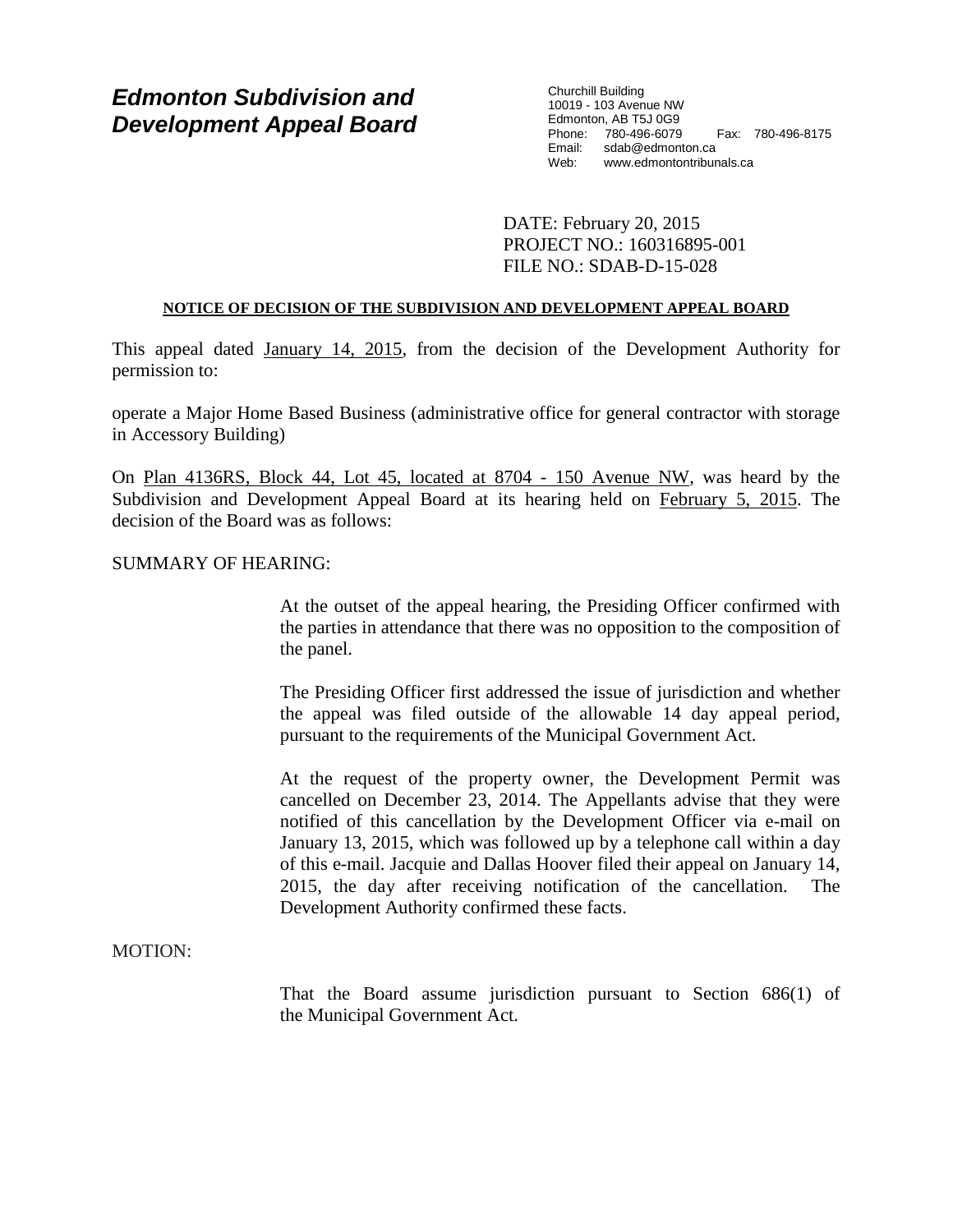# Edmonton Subdivision and Development Appeal Board

Churchill Building
10019 - 103 Avenue NW
Edmonton, AB T5J 0G9
Phone: 780-496-6079 Fax: 780-496-8175
Email: sdab@edmonton.ca
Web: www.edmontontribunals.ca

DATE: February 20, 2015
PROJECT NO.: 160316895-001
FILE NO.: SDAB-D-15-028

**NOTICE OF DECISION OF THE SUBDIVISION AND DEVELOPMENT APPEAL BOARD**

This appeal dated January 14, 2015, from the decision of the Development Authority for permission to:

operate a Major Home Based Business (administrative office for general contractor with storage in Accessory Building)

On Plan 4136RS, Block 44, Lot 45, located at 8704 - 150 Avenue NW, was heard by the Subdivision and Development Appeal Board at its hearing held on February 5, 2015. The decision of the Board was as follows:

SUMMARY OF HEARING:

At the outset of the appeal hearing, the Presiding Officer confirmed with the parties in attendance that there was no opposition to the composition of the panel.

The Presiding Officer first addressed the issue of jurisdiction and whether the appeal was filed outside of the allowable 14 day appeal period, pursuant to the requirements of the Municipal Government Act.

At the request of the property owner, the Development Permit was cancelled on December 23, 2014. The Appellants advise that they were notified of this cancellation by the Development Officer via e-mail on January 13, 2015, which was followed up by a telephone call within a day of this e-mail. Jacquie and Dallas Hoover filed their appeal on January 14, 2015, the day after receiving notification of the cancellation. The Development Authority confirmed these facts.

MOTION:

That the Board assume jurisdiction pursuant to Section 686(1) of the Municipal Government Act.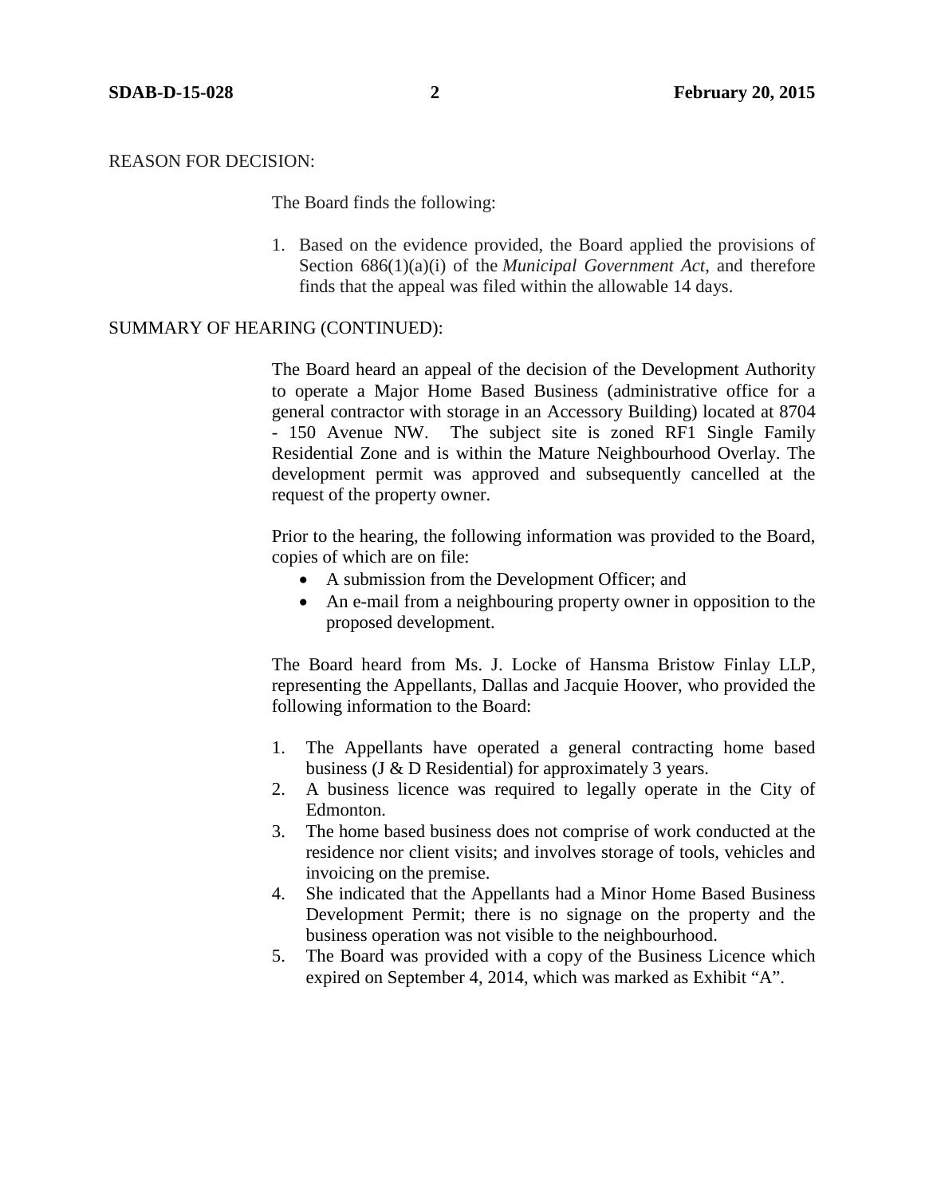REASON FOR DECISION:

The Board finds the following:

1. Based on the evidence provided, the Board applied the provisions of Section 686(1)(a)(i) of the *Municipal Government Act*, and therefore finds that the appeal was filed within the allowable 14 days.

SUMMARY OF HEARING (CONTINUED):

The Board heard an appeal of the decision of the Development Authority to operate a Major Home Based Business (administrative office for a general contractor with storage in an Accessory Building) located at 8704 - 150 Avenue NW. The subject site is zoned RF1 Single Family Residential Zone and is within the Mature Neighbourhood Overlay. The development permit was approved and subsequently cancelled at the request of the property owner.

Prior to the hearing, the following information was provided to the Board, copies of which are on file:

- A submission from the Development Officer; and
- An e-mail from a neighbouring property owner in opposition to the proposed development.

The Board heard from Ms. J. Locke of Hansma Bristow Finlay LLP, representing the Appellants, Dallas and Jacquie Hoover, who provided the following information to the Board:

1. The Appellants have operated a general contracting home based business (J & D Residential) for approximately 3 years.
2. A business licence was required to legally operate in the City of Edmonton.
3. The home based business does not comprise of work conducted at the residence nor client visits; and involves storage of tools, vehicles and invoicing on the premise.
4. She indicated that the Appellants had a Minor Home Based Business Development Permit; there is no signage on the property and the business operation was not visible to the neighbourhood.
5. The Board was provided with a copy of the Business Licence which expired on September 4, 2014, which was marked as Exhibit "A".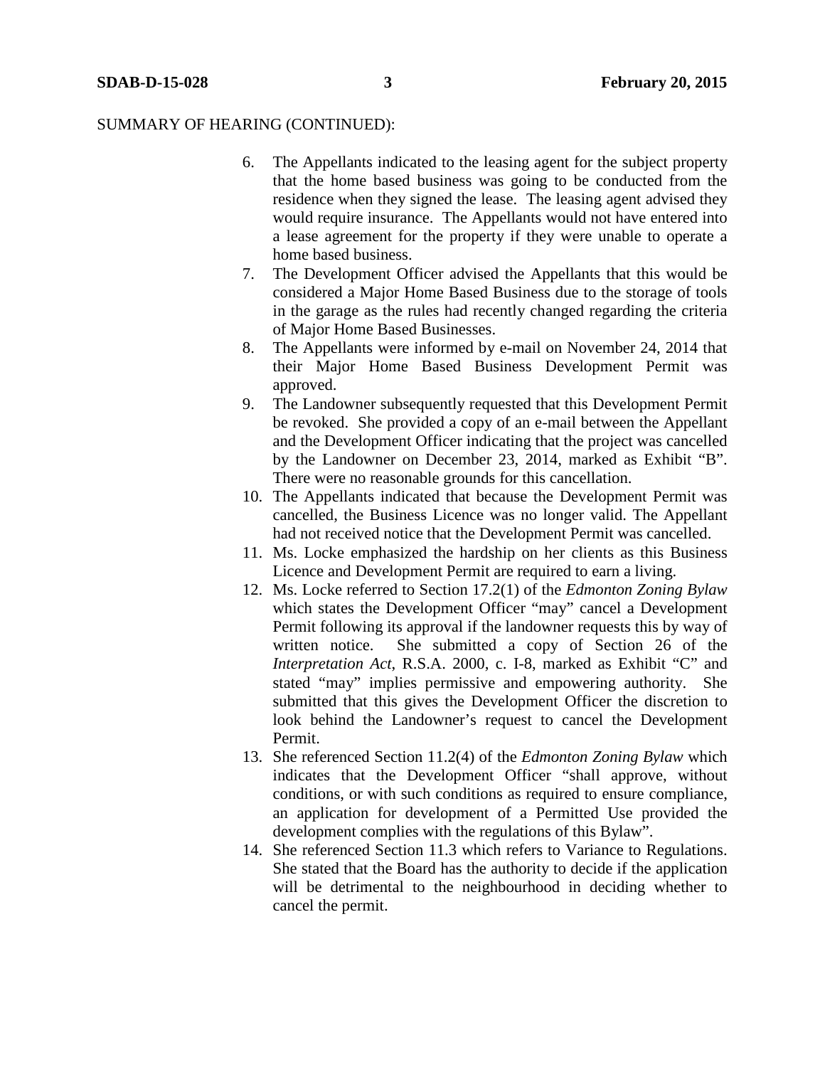SUMMARY OF HEARING (CONTINUED):

6. The Appellants indicated to the leasing agent for the subject property that the home based business was going to be conducted from the residence when they signed the lease. The leasing agent advised they would require insurance. The Appellants would not have entered into a lease agreement for the property if they were unable to operate a home based business.
7. The Development Officer advised the Appellants that this would be considered a Major Home Based Business due to the storage of tools in the garage as the rules had recently changed regarding the criteria of Major Home Based Businesses.
8. The Appellants were informed by e-mail on November 24, 2014 that their Major Home Based Business Development Permit was approved.
9. The Landowner subsequently requested that this Development Permit be revoked. She provided a copy of an e-mail between the Appellant and the Development Officer indicating that the project was cancelled by the Landowner on December 23, 2014, marked as Exhibit "B". There were no reasonable grounds for this cancellation.
10. The Appellants indicated that because the Development Permit was cancelled, the Business Licence was no longer valid. The Appellant had not received notice that the Development Permit was cancelled.
11. Ms. Locke emphasized the hardship on her clients as this Business Licence and Development Permit are required to earn a living.
12. Ms. Locke referred to Section 17.2(1) of the *Edmonton Zoning Bylaw* which states the Development Officer "may" cancel a Development Permit following its approval if the landowner requests this by way of written notice. She submitted a copy of Section 26 of the *Interpretation Act*, R.S.A. 2000, c. I-8, marked as Exhibit "C" and stated "may" implies permissive and empowering authority. She submitted that this gives the Development Officer the discretion to look behind the Landowner's request to cancel the Development Permit.
13. She referenced Section 11.2(4) of the *Edmonton Zoning Bylaw* which indicates that the Development Officer "shall approve, without conditions, or with such conditions as required to ensure compliance, an application for development of a Permitted Use provided the development complies with the regulations of this Bylaw".
14. She referenced Section 11.3 which refers to Variance to Regulations. She stated that the Board has the authority to decide if the application will be detrimental to the neighbourhood in deciding whether to cancel the permit.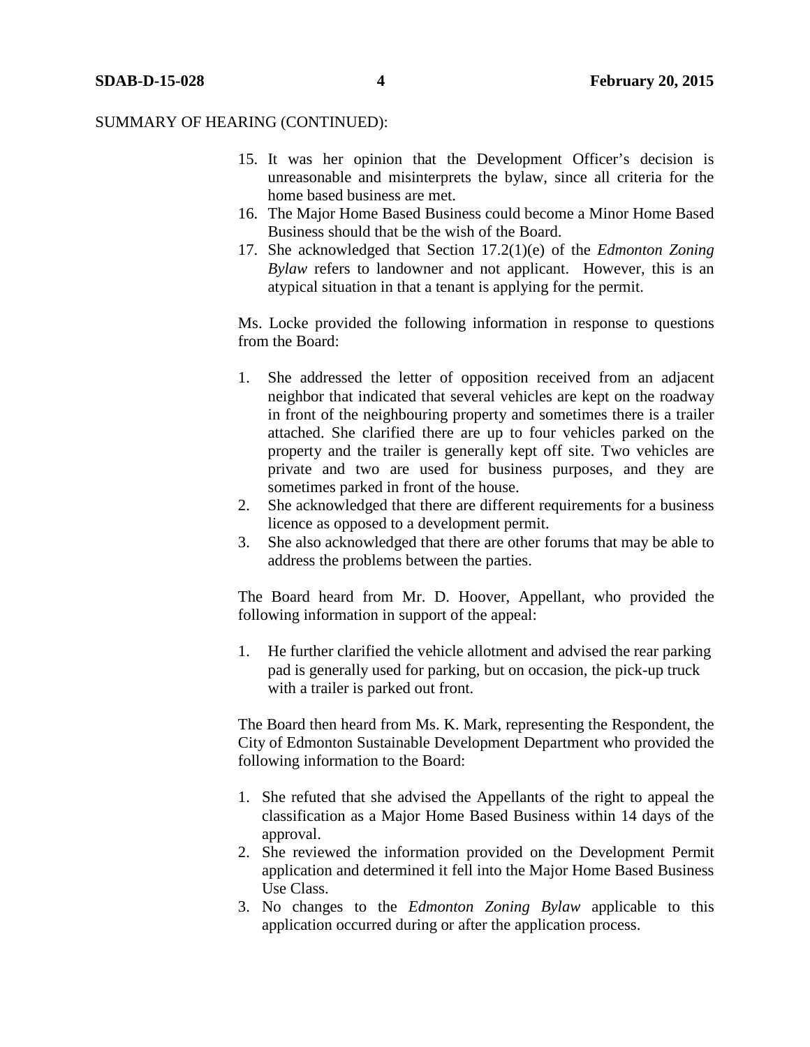SUMMARY OF HEARING (CONTINUED):

15. It was her opinion that the Development Officer's decision is unreasonable and misinterprets the bylaw, since all criteria for the home based business are met.
16. The Major Home Based Business could become a Minor Home Based Business should that be the wish of the Board.
17. She acknowledged that Section 17.2(1)(e) of the *Edmonton Zoning Bylaw* refers to landowner and not applicant. However, this is an atypical situation in that a tenant is applying for the permit.

Ms. Locke provided the following information in response to questions from the Board:

1. She addressed the letter of opposition received from an adjacent neighbor that indicated that several vehicles are kept on the roadway in front of the neighbouring property and sometimes there is a trailer attached. She clarified there are up to four vehicles parked on the property and the trailer is generally kept off site. Two vehicles are private and two are used for business purposes, and they are sometimes parked in front of the house.
2. She acknowledged that there are different requirements for a business licence as opposed to a development permit.
3. She also acknowledged that there are other forums that may be able to address the problems between the parties.

The Board heard from Mr. D. Hoover, Appellant, who provided the following information in support of the appeal:

1. He further clarified the vehicle allotment and advised the rear parking pad is generally used for parking, but on occasion, the pick-up truck with a trailer is parked out front.

The Board then heard from Ms. K. Mark, representing the Respondent, the City of Edmonton Sustainable Development Department who provided the following information to the Board:

1. She refuted that she advised the Appellants of the right to appeal the classification as a Major Home Based Business within 14 days of the approval.
2. She reviewed the information provided on the Development Permit application and determined it fell into the Major Home Based Business Use Class.
3. No changes to the *Edmonton Zoning Bylaw* applicable to this application occurred during or after the application process.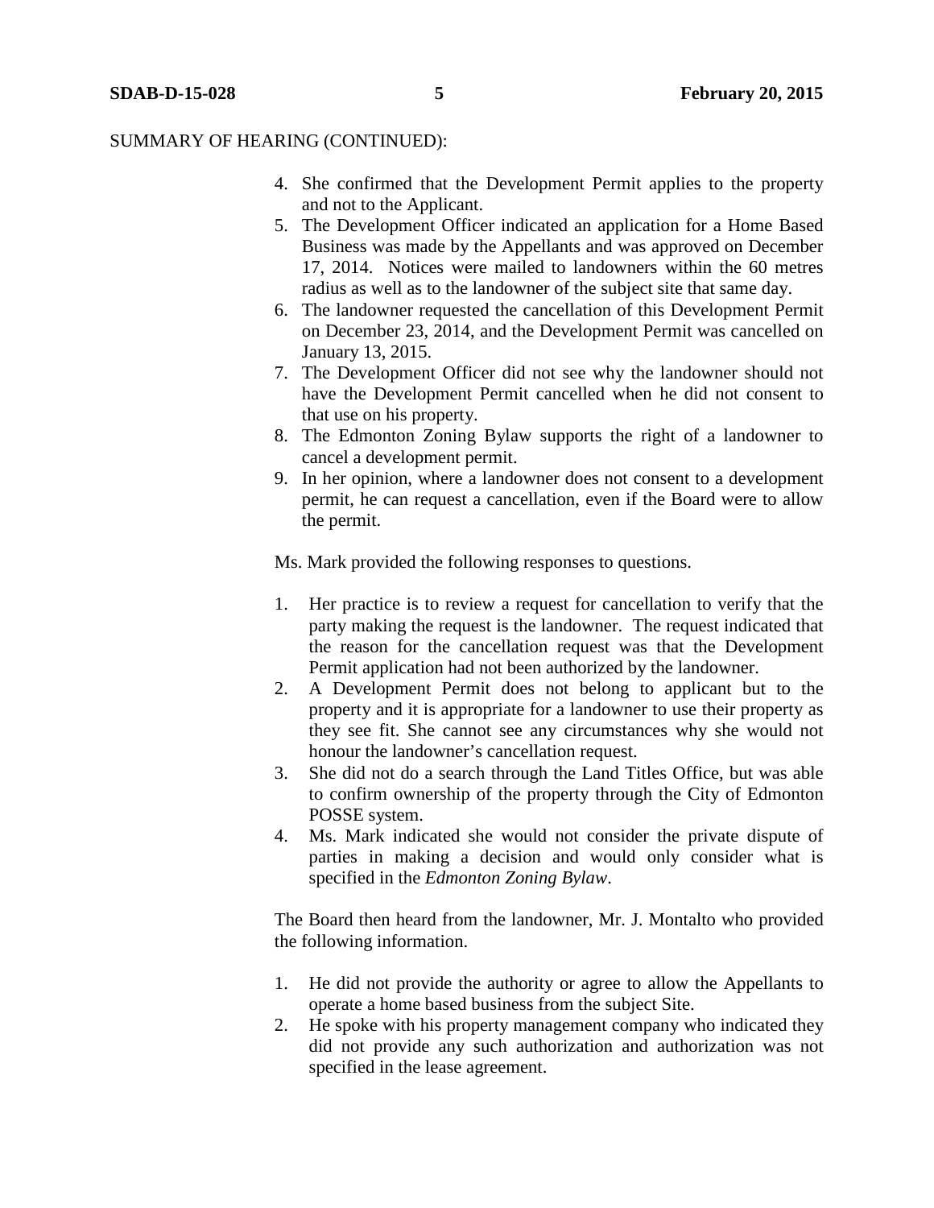SUMMARY OF HEARING (CONTINUED):

4. She confirmed that the Development Permit applies to the property and not to the Applicant.
5. The Development Officer indicated an application for a Home Based Business was made by the Appellants and was approved on December 17, 2014. Notices were mailed to landowners within the 60 metres radius as well as to the landowner of the subject site that same day.
6. The landowner requested the cancellation of this Development Permit on December 23, 2014, and the Development Permit was cancelled on January 13, 2015.
7. The Development Officer did not see why the landowner should not have the Development Permit cancelled when he did not consent to that use on his property.
8. The Edmonton Zoning Bylaw supports the right of a landowner to cancel a development permit.
9. In her opinion, where a landowner does not consent to a development permit, he can request a cancellation, even if the Board were to allow the permit.

Ms. Mark provided the following responses to questions.

1. Her practice is to review a request for cancellation to verify that the party making the request is the landowner. The request indicated that the reason for the cancellation request was that the Development Permit application had not been authorized by the landowner.
2. A Development Permit does not belong to applicant but to the property and it is appropriate for a landowner to use their property as they see fit. She cannot see any circumstances why she would not honour the landowner's cancellation request.
3. She did not do a search through the Land Titles Office, but was able to confirm ownership of the property through the City of Edmonton POSSE system.
4. Ms. Mark indicated she would not consider the private dispute of parties in making a decision and would only consider what is specified in the *Edmonton Zoning Bylaw*.

The Board then heard from the landowner, Mr. J. Montalto who provided the following information.

1. He did not provide the authority or agree to allow the Appellants to operate a home based business from the subject Site.
2. He spoke with his property management company who indicated they did not provide any such authorization and authorization was not specified in the lease agreement.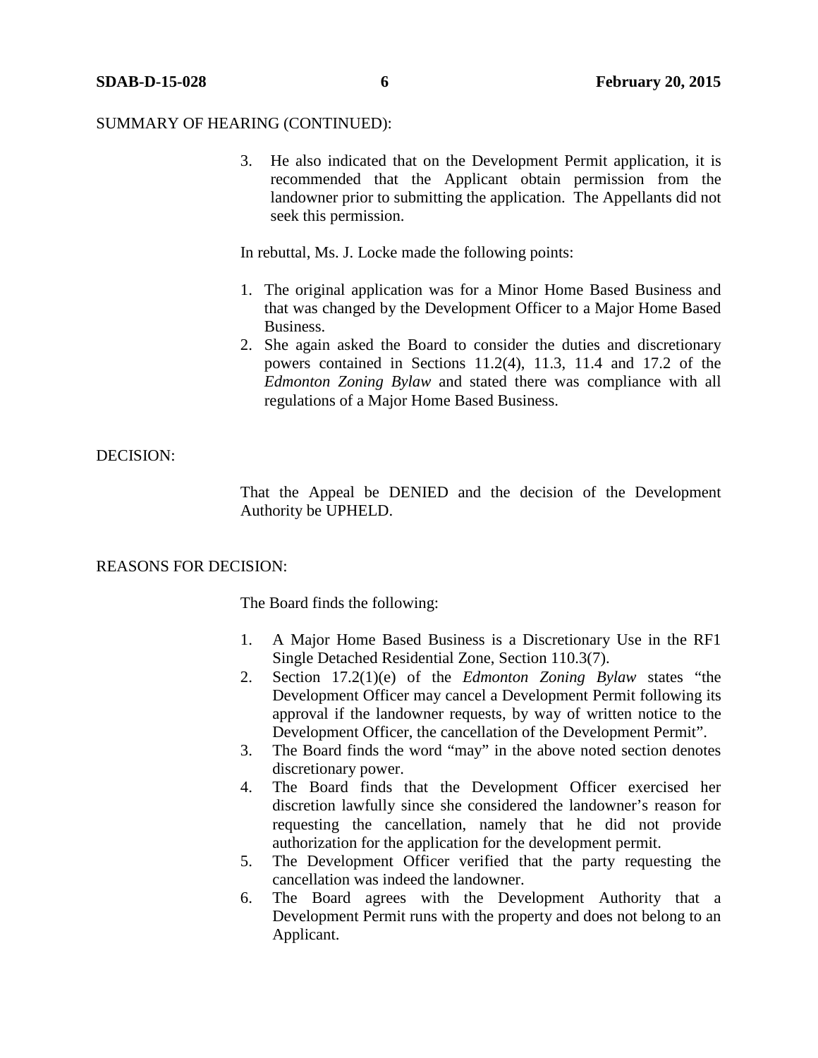SUMMARY OF HEARING (CONTINUED):

3. He also indicated that on the Development Permit application, it is recommended that the Applicant obtain permission from the landowner prior to submitting the application. The Appellants did not seek this permission.

In rebuttal, Ms. J. Locke made the following points:

1. The original application was for a Minor Home Based Business and that was changed by the Development Officer to a Major Home Based Business.
2. She again asked the Board to consider the duties and discretionary powers contained in Sections 11.2(4), 11.3, 11.4 and 17.2 of the *Edmonton Zoning Bylaw* and stated there was compliance with all regulations of a Major Home Based Business.

DECISION:

That the Appeal be DENIED and the decision of the Development Authority be UPHELD.

REASONS FOR DECISION:

The Board finds the following:

1. A Major Home Based Business is a Discretionary Use in the RF1 Single Detached Residential Zone, Section 110.3(7).
2. Section 17.2(1)(e) of the *Edmonton Zoning Bylaw* states "the Development Officer may cancel a Development Permit following its approval if the landowner requests, by way of written notice to the Development Officer, the cancellation of the Development Permit".
3. The Board finds the word "may" in the above noted section denotes discretionary power.
4. The Board finds that the Development Officer exercised her discretion lawfully since she considered the landowner's reason for requesting the cancellation, namely that he did not provide authorization for the application for the development permit.
5. The Development Officer verified that the party requesting the cancellation was indeed the landowner.
6. The Board agrees with the Development Authority that a Development Permit runs with the property and does not belong to an Applicant.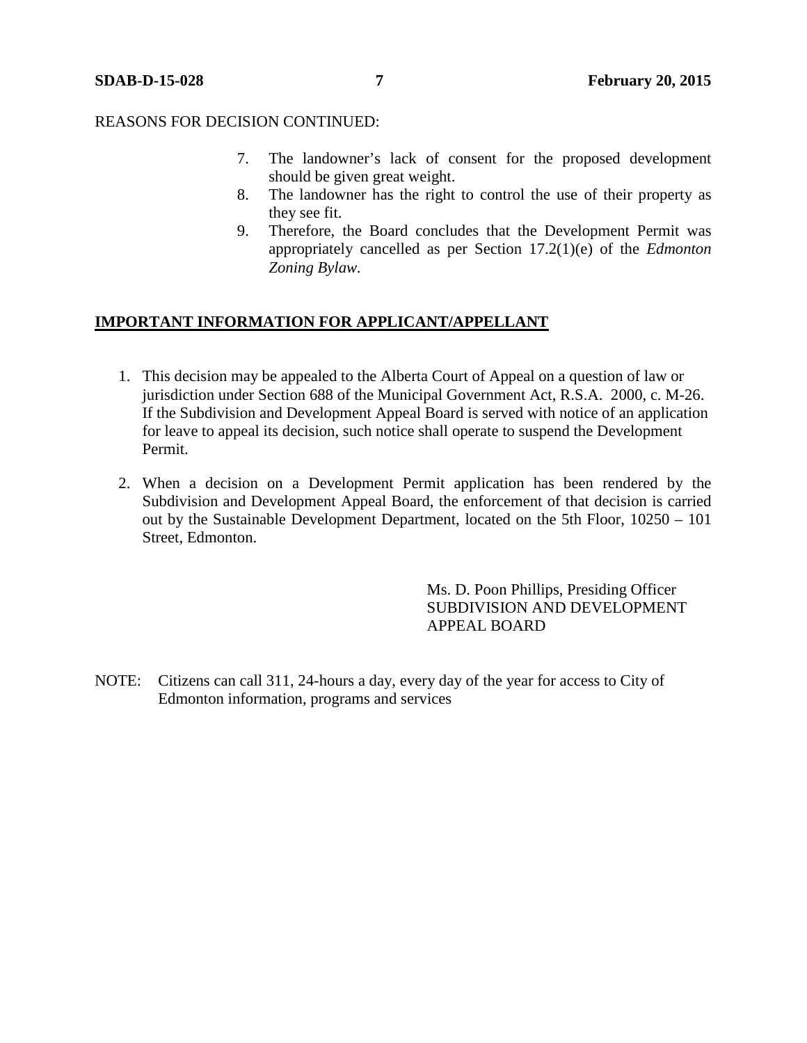REASONS FOR DECISION CONTINUED:

7. The landowner's lack of consent for the proposed development should be given great weight.
8. The landowner has the right to control the use of their property as they see fit.
9. Therefore, the Board concludes that the Development Permit was appropriately cancelled as per Section 17.2(1)(e) of the *Edmonton Zoning Bylaw*.

## IMPORTANT INFORMATION FOR APPLICANT/APPELLANT

1. This decision may be appealed to the Alberta Court of Appeal on a question of law or jurisdiction under Section 688 of the Municipal Government Act, R.S.A. 2000, c. M-26. If the Subdivision and Development Appeal Board is served with notice of an application for leave to appeal its decision, such notice shall operate to suspend the Development Permit.

2. When a decision on a Development Permit application has been rendered by the Subdivision and Development Appeal Board, the enforcement of that decision is carried out by the Sustainable Development Department, located on the 5th Floor, 10250 – 101 Street, Edmonton.

Ms. D. Poon Phillips, Presiding Officer
SUBDIVISION AND DEVELOPMENT APPEAL BOARD

NOTE: Citizens can call 311, 24-hours a day, every day of the year for access to City of Edmonton information, programs and services